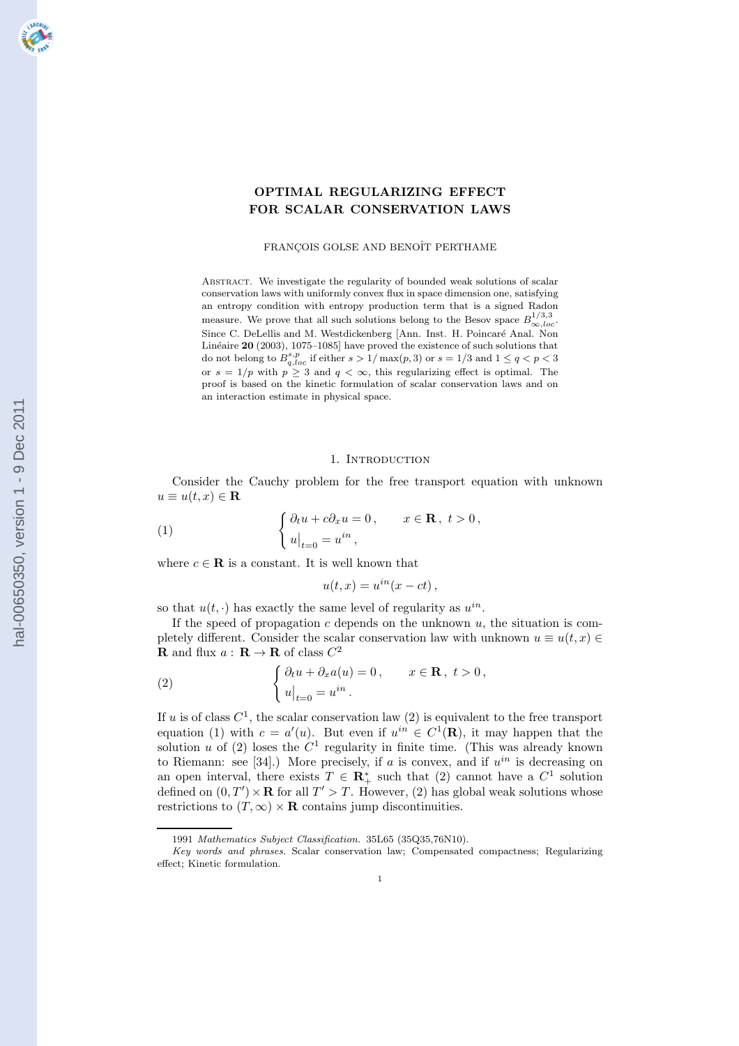# OPTIMAL REGULARIZING EFFECT FOR SCALAR CONSERVATION LAWS

FRANÇOIS GOLSE AND BENOÎT PERTHAME

Abstract. We investigate the regularity of bounded weak solutions of scalar conservation laws with uniformly convex flux in space dimension one, satisfying an entropy condition with entropy production term that is a signed Radon measure. We prove that all such solutions belong to the Besov space $B^{1/3,3}_{\infty,loc}$. Since C. DeLellis and M. Westdickenberg [Ann. Inst. H. Poincaré Anal. Non Linéaire **20** (2003), 1075–1085] have proved the existence of such solutions that do not belong to $B^{s,p}_{q,loc}$ if either $s > 1/\max(p,3)$ or $s = 1/3$ and $1 \leq q < p < 3$ or $s = 1/p$ with $p \geq 3$ and $q < \infty$, this regularizing effect is optimal. The proof is based on the kinetic formulation of scalar conservation laws and on an interaction estimate in physical space.

## 1. Introduction

Consider the Cauchy problem for the free transport equation with unknown $u \equiv u(t,x) \in \mathbf{R}$

$$\left\{ \begin{aligned} &\partial_t u + c\partial_x u = 0\,, \qquad x \in \mathbf{R}\,,\ t > 0\,, \\ &u\big|_{t=0} = u^{in}\,, \end{aligned} \right. \tag{1}$$

where $c \in \mathbf{R}$ is a constant. It is well known that

$$u(t,x) = u^{in}(x - ct)\,,$$

so that $u(t,\cdot)$ has exactly the same level of regularity as $u^{in}$.

If the speed of propagation $c$ depends on the unknown $u$, the situation is completely different. Consider the scalar conservation law with unknown $u \equiv u(t,x) \in \mathbf{R}$ and flux $a : \mathbf{R} \to \mathbf{R}$ of class $C^2$

$$\left\{ \begin{aligned} &\partial_t u + \partial_x a(u) = 0\,, \qquad x \in \mathbf{R}\,,\ t > 0\,, \\ &u\big|_{t=0} = u^{in}\,. \end{aligned} \right. \tag{2}$$

If $u$ is of class $C^1$, the scalar conservation law (2) is equivalent to the free transport equation (1) with $c = a'(u)$. But even if $u^{in} \in C^1(\mathbf{R})$, it may happen that the solution $u$ of (2) loses the $C^1$ regularity in finite time. (This was already known to Riemann: see [34].) More precisely, if $a$ is convex, and if $u^{in}$ is decreasing on an open interval, there exists $T \in \mathbf{R}^*_+$ such that (2) cannot have a $C^1$ solution defined on $(0,T') \times \mathbf{R}$ for all $T' > T$. However, (2) has global weak solutions whose restrictions to $(T,\infty) \times \mathbf{R}$ contains jump discontinuities.

---

1991 *Mathematics Subject Classification.* 35L65 (35Q35,76N10).

*Key words and phrases.* Scalar conservation law; Compensated compactness; Regularizing effect; Kinetic formulation.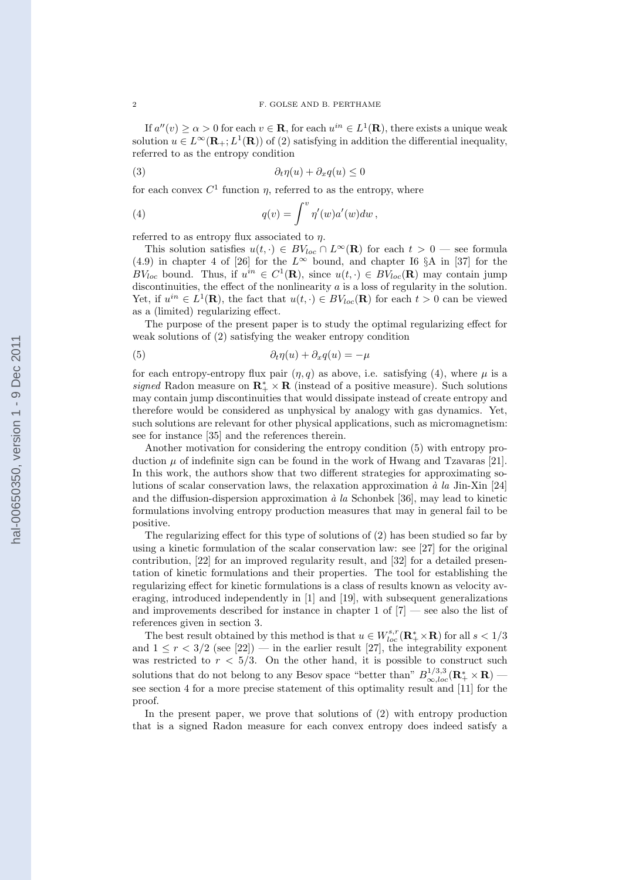If $a''(v) \geq \alpha > 0$ for each $v \in \mathbf{R}$, for each $u^{in} \in L^1(\mathbf{R})$, there exists a unique weak solution $u \in L^\infty(\mathbf{R}_+; L^1(\mathbf{R}))$ of (2) satisfying in addition the differential inequality, referred to as the entropy condition

$$\partial_t \eta(u) + \partial_x q(u) \leq 0 \tag{3}$$

for each convex $C^1$ function $\eta$, referred to as the entropy, where

$$q(v) = \int^v \eta'(w) a'(w) dw \,, \tag{4}$$

referred to as entropy flux associated to $\eta$.

This solution satisfies $u(t, \cdot) \in BV_{loc} \cap L^\infty(\mathbf{R})$ for each $t > 0$ — see formula (4.9) in chapter 4 of [26] for the $L^\infty$ bound, and chapter I6 §A in [37] for the $BV_{loc}$ bound. Thus, if $u^{in} \in C^1(\mathbf{R})$, since $u(t, \cdot) \in BV_{loc}(\mathbf{R})$ may contain jump discontinuities, the effect of the nonlinearity $a$ is a loss of regularity in the solution. Yet, if $u^{in} \in L^1(\mathbf{R})$, the fact that $u(t, \cdot) \in BV_{loc}(\mathbf{R})$ for each $t > 0$ can be viewed as a (limited) regularizing effect.

The purpose of the present paper is to study the optimal regularizing effect for weak solutions of (2) satisfying the weaker entropy condition

$$\partial_t \eta(u) + \partial_x q(u) = -\mu \tag{5}$$

for each entropy-entropy flux pair $(\eta, q)$ as above, i.e. satisfying (4), where $\mu$ is a *signed* Radon measure on $\mathbf{R}_+^* \times \mathbf{R}$ (instead of a positive measure). Such solutions may contain jump discontinuities that would dissipate instead of create entropy and therefore would be considered as unphysical by analogy with gas dynamics. Yet, such solutions are relevant for other physical applications, such as micromagnetism: see for instance [35] and the references therein.

Another motivation for considering the entropy condition (5) with entropy production $\mu$ of indefinite sign can be found in the work of Hwang and Tzavaras [21]. In this work, the authors show that two different strategies for approximating solutions of scalar conservation laws, the relaxation approximation *à la* Jin-Xin [24] and the diffusion-dispersion approximation *à la* Schonbek [36], may lead to kinetic formulations involving entropy production measures that may in general fail to be positive.

The regularizing effect for this type of solutions of (2) has been studied so far by using a kinetic formulation of the scalar conservation law: see [27] for the original contribution, [22] for an improved regularity result, and [32] for a detailed presentation of kinetic formulations and their properties. The tool for establishing the regularizing effect for kinetic formulations is a class of results known as velocity averaging, introduced independently in [1] and [19], with subsequent generalizations and improvements described for instance in chapter 1 of [7] — see also the list of references given in section 3.

The best result obtained by this method is that $u \in W^{s,r}_{loc}(\mathbf{R}_+^* \times \mathbf{R})$ for all $s < 1/3$ and $1 \leq r < 3/2$ (see [22]) — in the earlier result [27], the integrability exponent was restricted to $r < 5/3$. On the other hand, it is possible to construct such solutions that do not belong to any Besov space "better than" $B^{1/3,3}_{\infty,loc}(\mathbf{R}_+^* \times \mathbf{R})$ — see section 4 for a more precise statement of this optimality result and [11] for the proof.

In the present paper, we prove that solutions of (2) with entropy production that is a signed Radon measure for each convex entropy does indeed satisfy a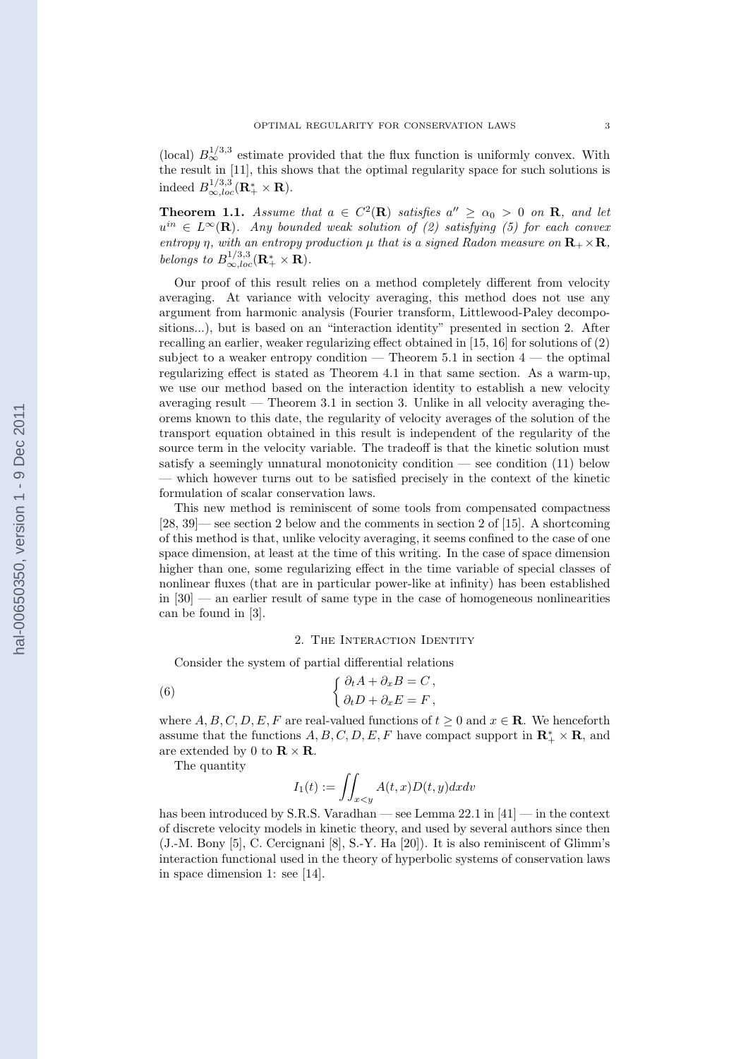(local) $B^{1/3,3}_{\infty}$ estimate provided that the flux function is uniformly convex. With the result in [11], this shows that the optimal regularity space for such solutions is indeed $B^{1/3,3}_{\infty,loc}(\mathbf{R}^*_+ \times \mathbf{R})$.

**Theorem 1.1.** *Assume that $a \in C^2(\mathbf{R})$ satisfies $a'' \geq \alpha_0 > 0$ on $\mathbf{R}$, and let $u^{in} \in L^\infty(\mathbf{R})$. Any bounded weak solution of (2) satisfying (5) for each convex entropy $\eta$, with an entropy production $\mu$ that is a signed Radon measure on $\mathbf{R}_+ \times \mathbf{R}$, belongs to $B^{1/3,3}_{\infty,loc}(\mathbf{R}^*_+ \times \mathbf{R})$.*

Our proof of this result relies on a method completely different from velocity averaging. At variance with velocity averaging, this method does not use any argument from harmonic analysis (Fourier transform, Littlewood-Paley decompositions...), but is based on an "interaction identity" presented in section 2. After recalling an earlier, weaker regularizing effect obtained in [15, 16] for solutions of (2) subject to a weaker entropy condition — Theorem 5.1 in section 4 — the optimal regularizing effect is stated as Theorem 4.1 in that same section. As a warm-up, we use our method based on the interaction identity to establish a new velocity averaging result — Theorem 3.1 in section 3. Unlike in all velocity averaging theorems known to this date, the regularity of velocity averages of the solution of the transport equation obtained in this result is independent of the regularity of the source term in the velocity variable. The tradeoff is that the kinetic solution must satisfy a seemingly unnatural monotonicity condition — see condition (11) below — which however turns out to be satisfied precisely in the context of the kinetic formulation of scalar conservation laws.

This new method is reminiscent of some tools from compensated compactness [28, 39]— see section 2 below and the comments in section 2 of [15]. A shortcoming of this method is that, unlike velocity averaging, it seems confined to the case of one space dimension, at least at the time of this writing. In the case of space dimension higher than one, some regularizing effect in the time variable of special classes of nonlinear fluxes (that are in particular power-like at infinity) has been established in [30] — an earlier result of same type in the case of homogeneous nonlinearities can be found in [3].

## 2. The Interaction Identity

Consider the system of partial differential relations

$$\left\{ \begin{aligned} \partial_t A + \partial_x B = C\,, \\ \partial_t D + \partial_x E = F\,, \end{aligned} \right. \tag{6}$$

where $A, B, C, D, E, F$ are real-valued functions of $t \geq 0$ and $x \in \mathbf{R}$. We henceforth assume that the functions $A, B, C, D, E, F$ have compact support in $\mathbf{R}^*_+ \times \mathbf{R}$, and are extended by 0 to $\mathbf{R} \times \mathbf{R}$.

The quantity

$$I_1(t) := \iint_{x<y} A(t,x)D(t,y)dxdv$$

has been introduced by S.R.S. Varadhan — see Lemma 22.1 in [41] — in the context of discrete velocity models in kinetic theory, and used by several authors since then (J.-M. Bony [5], C. Cercignani [8], S.-Y. Ha [20]). It is also reminiscent of Glimm's interaction functional used in the theory of hyperbolic systems of conservation laws in space dimension 1: see [14].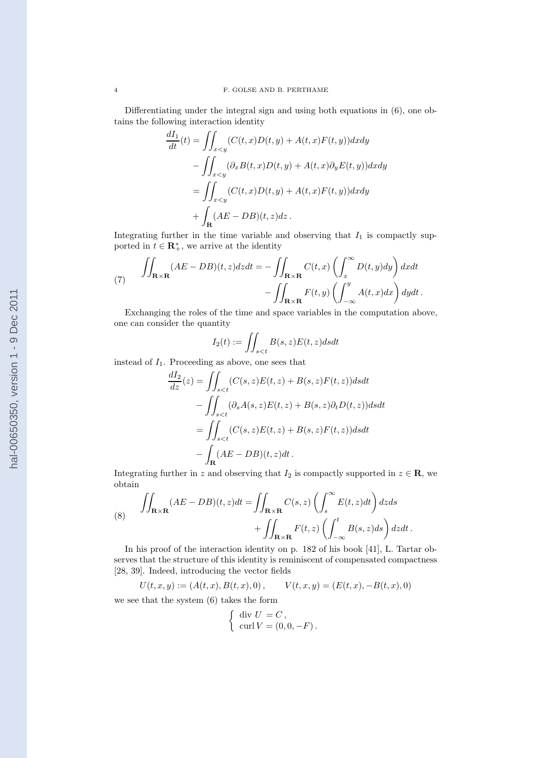Differentiating under the integral sign and using both equations in (6), one obtains the following interaction identity

$$
\begin{aligned}
\frac{dI_1}{dt}(t) &= \iint_{x<y} (C(t,x)D(t,y) + A(t,x)F(t,y))dxdy \\
&\quad - \iint_{x<y} (\partial_x B(t,x)D(t,y) + A(t,x)\partial_y E(t,y))dxdy \\
&= \iint_{x<y} (C(t,x)D(t,y) + A(t,x)F(t,y))dxdy \\
&\quad + \int_{\mathbf{R}} (AE - DB)(t,z)dz\,.
\end{aligned}
$$

Integrating further in the time variable and observing that $I_1$ is compactly supported in $t \in \mathbf{R}_+^*$, we arrive at the identity

$$
\begin{aligned}
\iint_{\mathbf{R}\times\mathbf{R}} (AE - DB)(t,z)dzdt = &- \iint_{\mathbf{R}\times\mathbf{R}} C(t,x)\left(\int_x^\infty D(t,y)dy\right)dxdt \\
&- \iint_{\mathbf{R}\times\mathbf{R}} F(t,y)\left(\int_{-\infty}^y A(t,x)dx\right)dydt\,.
\end{aligned}
\tag{7}
$$

Exchanging the roles of the time and space variables in the computation above, one can consider the quantity

$$
I_2(t) := \iint_{s<t} B(s,z)E(t,z)dsdt
$$

instead of $I_1$. Proceeding as above, one sees that

$$
\begin{aligned}
\frac{dI_2}{dz}(z) &= \iint_{s<t} (C(s,z)E(t,z) + B(s,z)F(t,z))dsdt \\
&\quad - \iint_{s<t} (\partial_s A(s,z)E(t,z) + B(s,z)\partial_t D(t,z))dsdt \\
&= \iint_{s<t} (C(s,z)E(t,z) + B(s,z)F(t,z))dsdt \\
&\quad - \int_{\mathbf{R}} (AE - DB)(t,z)dt\,.
\end{aligned}
$$

Integrating further in $z$ and observing that $I_2$ is compactly supported in $z \in \mathbf{R}$, we obtain

$$
\begin{aligned}
\iint_{\mathbf{R}\times\mathbf{R}} (AE - DB)(t,z)dt = &\iint_{\mathbf{R}\times\mathbf{R}} C(s,z)\left(\int_s^\infty E(t,z)dt\right)dzds \\
&+ \iint_{\mathbf{R}\times\mathbf{R}} F(t,z)\left(\int_{-\infty}^t B(s,z)ds\right)dzdt\,.
\end{aligned}
\tag{8}
$$

In his proof of the interaction identity on p. 182 of his book [41], L. Tartar observes that the structure of this identity is reminiscent of compensated compactness [28, 39]. Indeed, introducing the vector fields

$$
U(t,x,y) := (A(t,x), B(t,x), 0)\,, \qquad V(t,x,y) = (E(t,x), -B(t,x), 0)
$$

we see that the system (6) takes the form

$$
\left\{
\begin{array}{l}
\operatorname{div} U = C\,, \\
\operatorname{curl} V = (0,0,-F)\,.
\end{array}
\right.
$$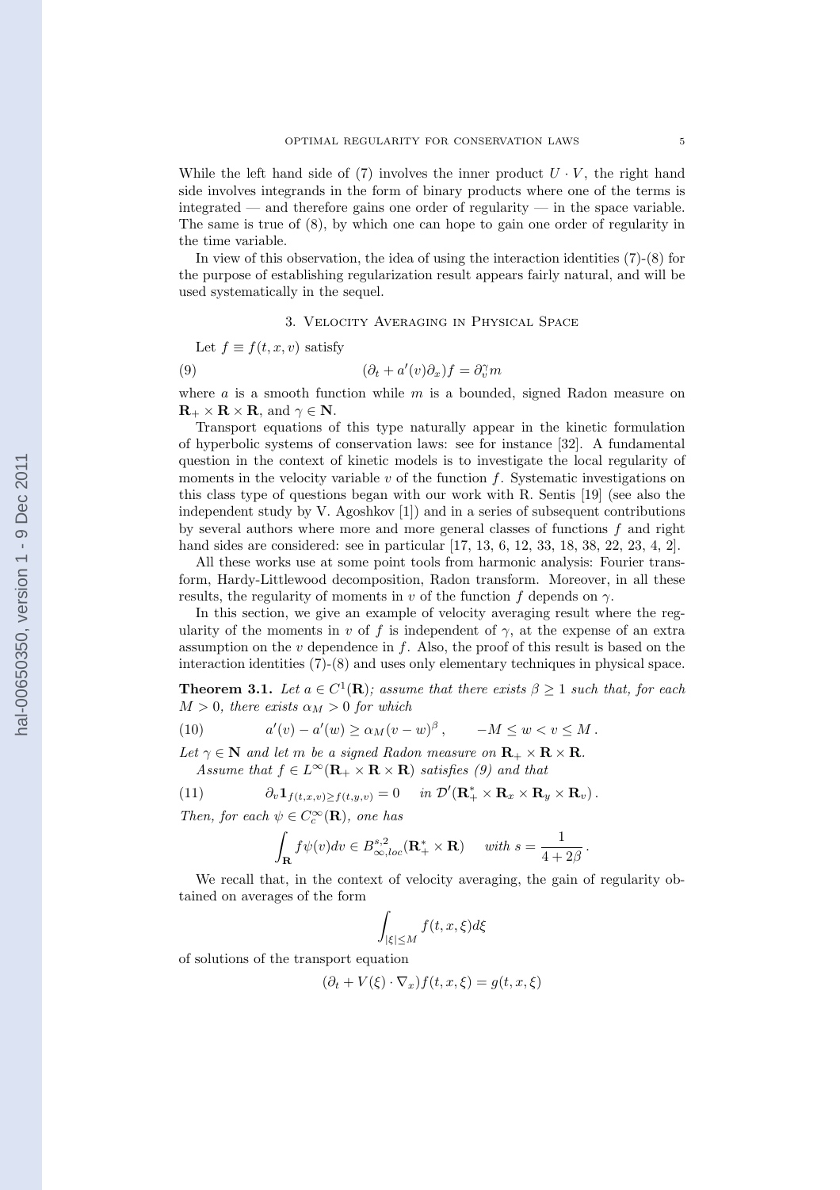While the left hand side of (7) involves the inner product $U \cdot V$, the right hand side involves integrands in the form of binary products where one of the terms is integrated — and therefore gains one order of regularity — in the space variable. The same is true of (8), by which one can hope to gain one order of regularity in the time variable.

In view of this observation, the idea of using the interaction identities (7)-(8) for the purpose of establishing regularization result appears fairly natural, and will be used systematically in the sequel.

## 3. Velocity Averaging in Physical Space

Let $f \equiv f(t, x, v)$ satisfy

$$(\partial_t + a'(v)\partial_x)f = \partial_v^\gamma m \tag{9}$$

where $a$ is a smooth function while $m$ is a bounded, signed Radon measure on $\mathbf{R}_+ \times \mathbf{R} \times \mathbf{R}$, and $\gamma \in \mathbf{N}$.

Transport equations of this type naturally appear in the kinetic formulation of hyperbolic systems of conservation laws: see for instance [32]. A fundamental question in the context of kinetic models is to investigate the local regularity of moments in the velocity variable $v$ of the function $f$. Systematic investigations on this class type of questions began with our work with R. Sentis [19] (see also the independent study by V. Agoshkov [1]) and in a series of subsequent contributions by several authors where more and more general classes of functions $f$ and right hand sides are considered: see in particular [17, 13, 6, 12, 33, 18, 38, 22, 23, 4, 2].

All these works use at some point tools from harmonic analysis: Fourier transform, Hardy-Littlewood decomposition, Radon transform. Moreover, in all these results, the regularity of moments in $v$ of the function $f$ depends on $\gamma$.

In this section, we give an example of velocity averaging result where the regularity of the moments in $v$ of $f$ is independent of $\gamma$, at the expense of an extra assumption on the $v$ dependence in $f$. Also, the proof of this result is based on the interaction identities (7)-(8) and uses only elementary techniques in physical space.

**Theorem 3.1.** *Let $a \in C^1(\mathbf{R})$; assume that there exists $\beta \geq 1$ such that, for each $M > 0$, there exists $\alpha_M > 0$ for which*

$$a'(v) - a'(w) \geq \alpha_M (v - w)^\beta \,, \qquad -M \leq w < v \leq M \,. \tag{10}$$

*Let $\gamma \in \mathbf{N}$ and let $m$ be a signed Radon measure on $\mathbf{R}_+ \times \mathbf{R} \times \mathbf{R}$.*

*Assume that $f \in L^\infty(\mathbf{R}_+ \times \mathbf{R} \times \mathbf{R})$ satisfies (9) and that*

$$\partial_v \mathbf{1}_{f(t,x,v) \geq f(t,y,v)} = 0 \quad \text{in } \mathcal{D}'(\mathbf{R}_+^* \times \mathbf{R}_x \times \mathbf{R}_y \times \mathbf{R}_v) \,. \tag{11}$$

*Then, for each $\psi \in C_c^\infty(\mathbf{R})$, one has*

$$\int_{\mathbf{R}} f\psi(v)dv \in B^{s,2}_{\infty,loc}(\mathbf{R}_+^* \times \mathbf{R}) \quad \text{ with } s = \frac{1}{4 + 2\beta} \,.$$

We recall that, in the context of velocity averaging, the gain of regularity obtained on averages of the form

$$\int_{|\xi| \leq M} f(t, x, \xi) d\xi$$

of solutions of the transport equation

$$(\partial_t + V(\xi) \cdot \nabla_x) f(t, x, \xi) = g(t, x, \xi)$$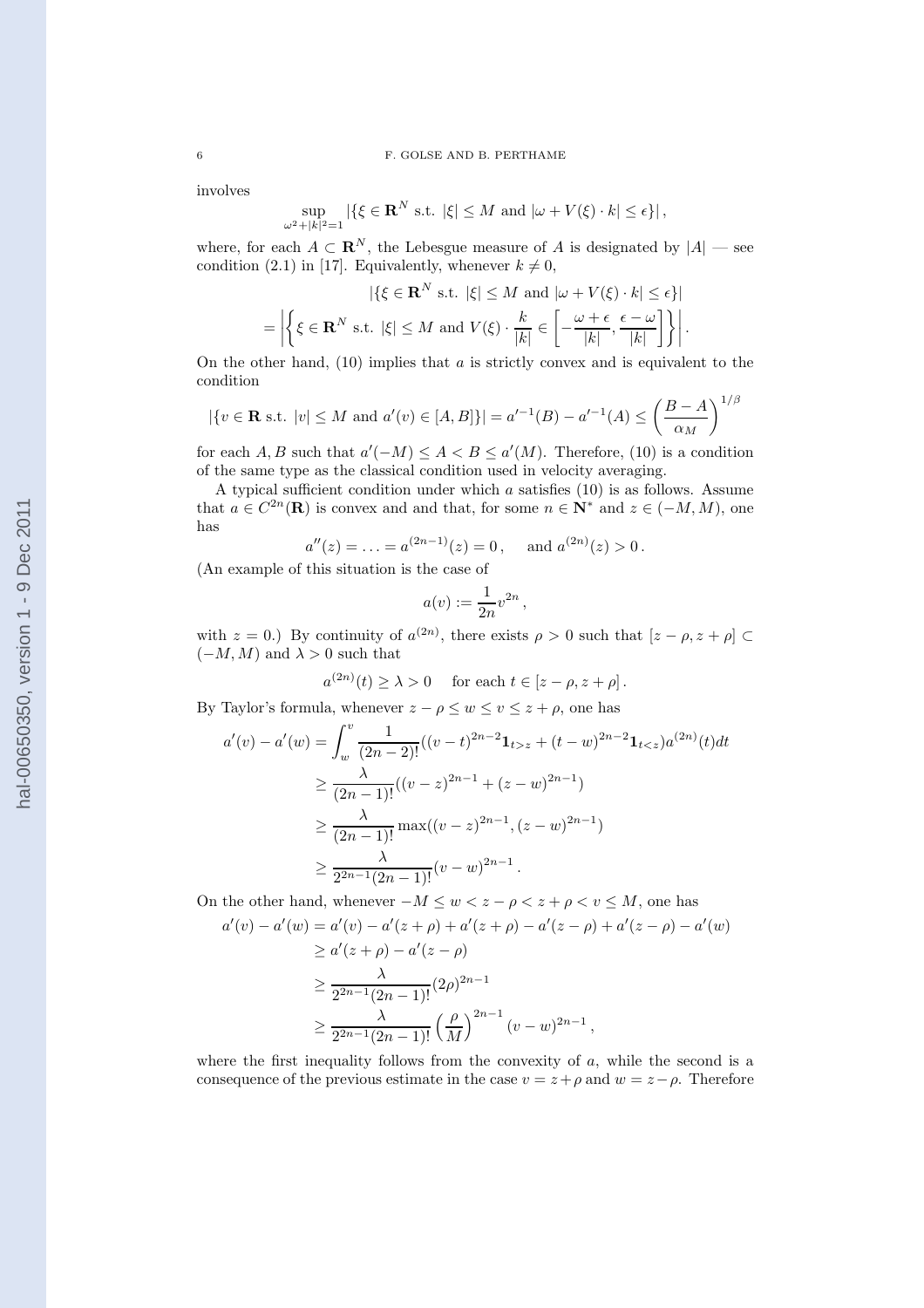involves

$$\sup_{\omega^2+|k|^2=1} |\{\xi \in \mathbf{R}^N \text{ s.t. } |\xi| \le M \text{ and } |\omega + V(\xi)\cdot k| \le \epsilon\}|\,,$$

where, for each $A \subset \mathbf{R}^N$, the Lebesgue measure of $A$ is designated by $|A|$ — see condition (2.1) in [17]. Equivalently, whenever $k \neq 0$,

$$\begin{aligned}
&|\{\xi \in \mathbf{R}^N \text{ s.t. } |\xi| \le M \text{ and } |\omega + V(\xi)\cdot k| \le \epsilon\}| \\
&= \left|\left\{\xi \in \mathbf{R}^N \text{ s.t. } |\xi| \le M \text{ and } V(\xi)\cdot \frac{k}{|k|} \in \left[-\frac{\omega+\epsilon}{|k|}, \frac{\epsilon-\omega}{|k|}\right]\right\}\right|.
\end{aligned}$$

On the other hand, (10) implies that $a$ is strictly convex and is equivalent to the condition

$$|\{v \in \mathbf{R} \text{ s.t. } |v| \le M \text{ and } a'(v) \in [A,B]\}| = a'^{-1}(B) - a'^{-1}(A) \le \left(\frac{B-A}{\alpha_M}\right)^{1/\beta}$$

for each $A, B$ such that $a'(-M) \le A < B \le a'(M)$. Therefore, (10) is a condition of the same type as the classical condition used in velocity averaging.

A typical sufficient condition under which $a$ satisfies (10) is as follows. Assume that $a \in C^{2n}(\mathbf{R})$ is convex and and that, for some $n \in \mathbf{N}^*$ and $z \in (-M, M)$, one has

$$a''(z) = \ldots = a^{(2n-1)}(z) = 0\,, \quad \text{ and } a^{(2n)}(z) > 0\,.$$

(An example of this situation is the case of

$$a(v) := \frac{1}{2n} v^{2n}\,,$$

with $z = 0$.) By continuity of $a^{(2n)}$, there exists $\rho > 0$ such that $[z-\rho, z+\rho] \subset (-M, M)$ and $\lambda > 0$ such that

$$a^{(2n)}(t) \ge \lambda > 0 \quad \text{ for each } t \in [z-\rho, z+\rho]\,.$$

By Taylor's formula, whenever $z - \rho \le w \le v \le z + \rho$, one has

$$\begin{aligned}
a'(v) - a'(w) &= \int_w^v \frac{1}{(2n-2)!}((v-t)^{2n-2}\mathbf{1}_{t>z} + (t-w)^{2n-2}\mathbf{1}_{t<z})a^{(2n)}(t)dt \\
&\ge \frac{\lambda}{(2n-1)!}((v-z)^{2n-1} + (z-w)^{2n-1}) \\
&\ge \frac{\lambda}{(2n-1)!}\max((v-z)^{2n-1}, (z-w)^{2n-1}) \\
&\ge \frac{\lambda}{2^{2n-1}(2n-1)!}(v-w)^{2n-1}\,.
\end{aligned}$$

On the other hand, whenever $-M \le w < z - \rho < z + \rho < v \le M$, one has

$$\begin{aligned}
a'(v) - a'(w) &= a'(v) - a'(z+\rho) + a'(z+\rho) - a'(z-\rho) + a'(z-\rho) - a'(w) \\
&\ge a'(z+\rho) - a'(z-\rho) \\
&\ge \frac{\lambda}{2^{2n-1}(2n-1)!}(2\rho)^{2n-1} \\
&\ge \frac{\lambda}{2^{2n-1}(2n-1)!}\left(\frac{\rho}{M}\right)^{2n-1}(v-w)^{2n-1}\,,
\end{aligned}$$

where the first inequality follows from the convexity of $a$, while the second is a consequence of the previous estimate in the case $v = z + \rho$ and $w = z - \rho$. Therefore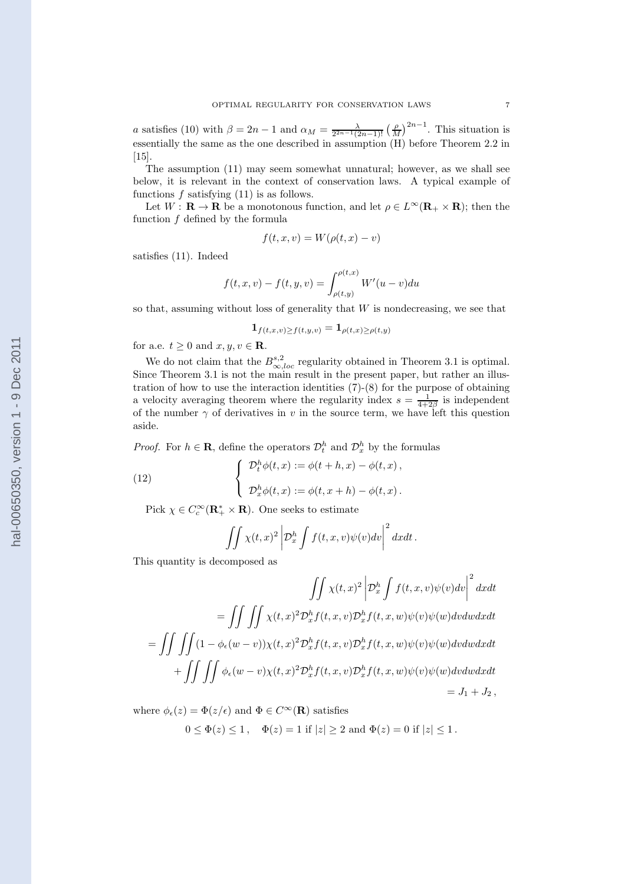$a$ satisfies (10) with $\beta = 2n-1$ and $\alpha_M = \frac{\lambda}{2^{2n-1}(2n-1)!}\left(\frac{\rho}{M}\right)^{2n-1}$. This situation is essentially the same as the one described in assumption (H) before Theorem 2.2 in [15].

The assumption (11) may seem somewhat unnatural; however, as we shall see below, it is relevant in the context of conservation laws. A typical example of functions $f$ satisfying (11) is as follows.

Let $W : \mathbf{R} \to \mathbf{R}$ be a monotonous function, and let $\rho \in L^\infty(\mathbf{R}_+ \times \mathbf{R})$; then the function $f$ defined by the formula

$$f(t,x,v) = W(\rho(t,x) - v)$$

satisfies (11). Indeed

$$f(t,x,v) - f(t,y,v) = \int_{\rho(t,y)}^{\rho(t,x)} W'(u-v)du$$

so that, assuming without loss of generality that $W$ is nondecreasing, we see that

$$\mathbf{1}_{f(t,x,v)\geq f(t,y,v)} = \mathbf{1}_{\rho(t,x)\geq \rho(t,y)}$$

for a.e. $t \geq 0$ and $x, y, v \in \mathbf{R}$.

We do not claim that the $B^{s,2}_{\infty,loc}$ regularity obtained in Theorem 3.1 is optimal. Since Theorem 3.1 is not the main result in the present paper, but rather an illustration of how to use the interaction identities (7)-(8) for the purpose of obtaining a velocity averaging theorem where the regularity index $s = \frac{1}{4+2\beta}$ is independent of the number $\gamma$ of derivatives in $v$ in the source term, we have left this question aside.

*Proof.* For $h \in \mathbf{R}$, define the operators $\mathcal{D}^h_t$ and $\mathcal{D}^h_x$ by the formulas

$$\begin{cases} \mathcal{D}^h_t \phi(t,x) := \phi(t+h,x) - \phi(t,x)\,, \\ \mathcal{D}^h_x \phi(t,x) := \phi(t,x+h) - \phi(t,x)\,. \end{cases} \tag{12}$$

Pick $\chi \in C^\infty_c(\mathbf{R}^*_+ \times \mathbf{R})$. One seeks to estimate

$$\iint \chi(t,x)^2 \left|\mathcal{D}^h_x \int f(t,x,v)\psi(v)dv\right|^2 dxdt\,.$$

This quantity is decomposed as

$$\begin{aligned}
&\iint \chi(t,x)^2 \left|\mathcal{D}^h_x \int f(t,x,v)\psi(v)dv\right|^2 dxdt \\
&= \iint \iint \chi(t,x)^2 \mathcal{D}^h_x f(t,x,v)\mathcal{D}^h_x f(t,x,w)\psi(v)\psi(w)dvdwdxdt \\
&= \iint \iint (1-\phi_\epsilon(w-v))\chi(t,x)^2 \mathcal{D}^h_x f(t,x,v)\mathcal{D}^h_x f(t,x,w)\psi(v)\psi(w)dvdwdxdt \\
&\quad + \iint \iint \phi_\epsilon(w-v)\chi(t,x)^2 \mathcal{D}^h_x f(t,x,v)\mathcal{D}^h_x f(t,x,w)\psi(v)\psi(w)dvdwdxdt \\
&= J_1 + J_2\,,
\end{aligned}$$

where $\phi_\epsilon(z) = \Phi(z/\epsilon)$ and $\Phi \in C^\infty(\mathbf{R})$ satisfies

$$0 \leq \Phi(z) \leq 1\,, \quad \Phi(z) = 1 \text{ if } |z| \geq 2 \text{ and } \Phi(z) = 0 \text{ if } |z| \leq 1\,.$$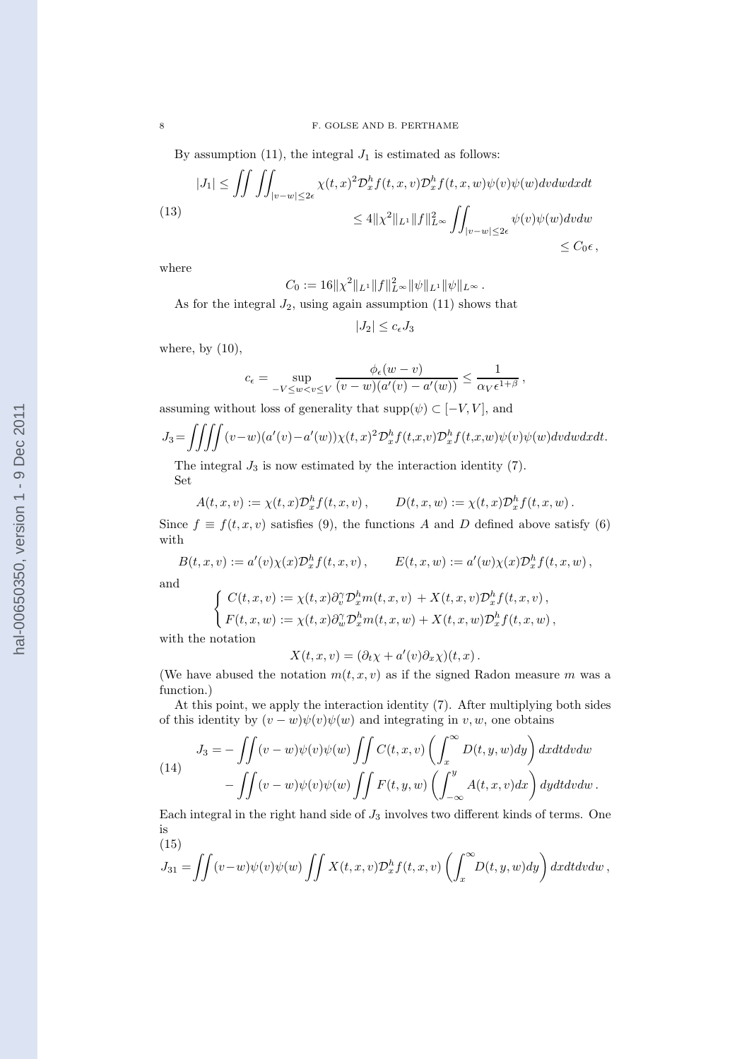By assumption (11), the integral $J_1$ is estimated as follows:

$$
\begin{aligned}
|J_1| &\le \iint \iint_{|v-w|\le 2\epsilon} \chi(t,x)^2 \mathcal{D}_x^h f(t,x,v)\mathcal{D}_x^h f(t,x,w)\psi(v)\psi(w)dvdwdxdt \\
&\le 4\|\chi^2\|_{L^1}\|f\|_{L^\infty}^2 \iint_{|v-w|\le 2\epsilon} \psi(v)\psi(w)dvdw \\
&\le C_0\epsilon\,,
\end{aligned}
\tag{13}
$$

where

$$
C_0 := 16\|\chi^2\|_{L^1}\|f\|_{L^\infty}^2\|\psi\|_{L^1}\|\psi\|_{L^\infty}\,.
$$

As for the integral $J_2$, using again assumption (11) shows that

$$
|J_2| \le c_\epsilon J_3
$$

where, by (10),

$$
c_\epsilon = \sup_{-V\le w<v\le V} \frac{\phi_\epsilon(w-v)}{(v-w)(a'(v)-a'(w))} \le \frac{1}{\alpha_V \epsilon^{1+\beta}}\,,
$$

assuming without loss of generality that $\mathrm{supp}(\psi) \subset [-V,V]$, and

$$
J_3 = \iiiint (v-w)(a'(v)-a'(w))\chi(t,x)^2\mathcal{D}_x^h f(t,x,v)\mathcal{D}_x^h f(t,x,w)\psi(v)\psi(w)dvdwdxdt.
$$

The integral $J_3$ is now estimated by the interaction identity (7).

Set

$$
A(t,x,v) := \chi(t,x)\mathcal{D}_x^h f(t,x,v)\,, \qquad D(t,x,w) := \chi(t,x)\mathcal{D}_x^h f(t,x,w)\,.
$$

Since $f \equiv f(t,x,v)$ satisfies (9), the functions $A$ and $D$ defined above satisfy (6) with

$$
B(t,x,v) := a'(v)\chi(x)\mathcal{D}_x^h f(t,x,v)\,, \qquad E(t,x,w) := a'(w)\chi(x)\mathcal{D}_x^h f(t,x,w)\,,
$$

and

$$
\left\{
\begin{aligned}
C(t,x,v) &:= \chi(t,x)\partial_v^\gamma \mathcal{D}_x^h m(t,x,v) + X(t,x,v)\mathcal{D}_x^h f(t,x,v)\,,\\
F(t,x,w) &:= \chi(t,x)\partial_w^\gamma \mathcal{D}_x^h m(t,x,w) + X(t,x,w)\mathcal{D}_x^h f(t,x,w)\,,
\end{aligned}
\right.
$$

with the notation

$$
X(t,x,v) = (\partial_t \chi + a'(v)\partial_x \chi)(t,x)\,.
$$

(We have abused the notation $m(t,x,v)$ as if the signed Radon measure $m$ was a function.)

At this point, we apply the interaction identity (7). After multiplying both sides of this identity by $(v-w)\psi(v)\psi(w)$ and integrating in $v,w$, one obtains

$$
\begin{aligned}
J_3 = &-\iint (v-w)\psi(v)\psi(w)\iint C(t,x,v)\left(\int_x^\infty D(t,y,w)dy\right)dxdtdvdw \\
&-\iint (v-w)\psi(v)\psi(w)\iint F(t,y,w)\left(\int_{-\infty}^y A(t,x,v)dx\right)dydtdvdw\,.
\end{aligned}
\tag{14}
$$

Each integral in the right hand side of $J_3$ involves two different kinds of terms. One is

$$
J_{31} = \iint (v-w)\psi(v)\psi(w)\iint X(t,x,v)\mathcal{D}_x^h f(t,x,v)\left(\int_x^\infty D(t,y,w)dy\right)dxdtdvdw\,,
\tag{15}
$$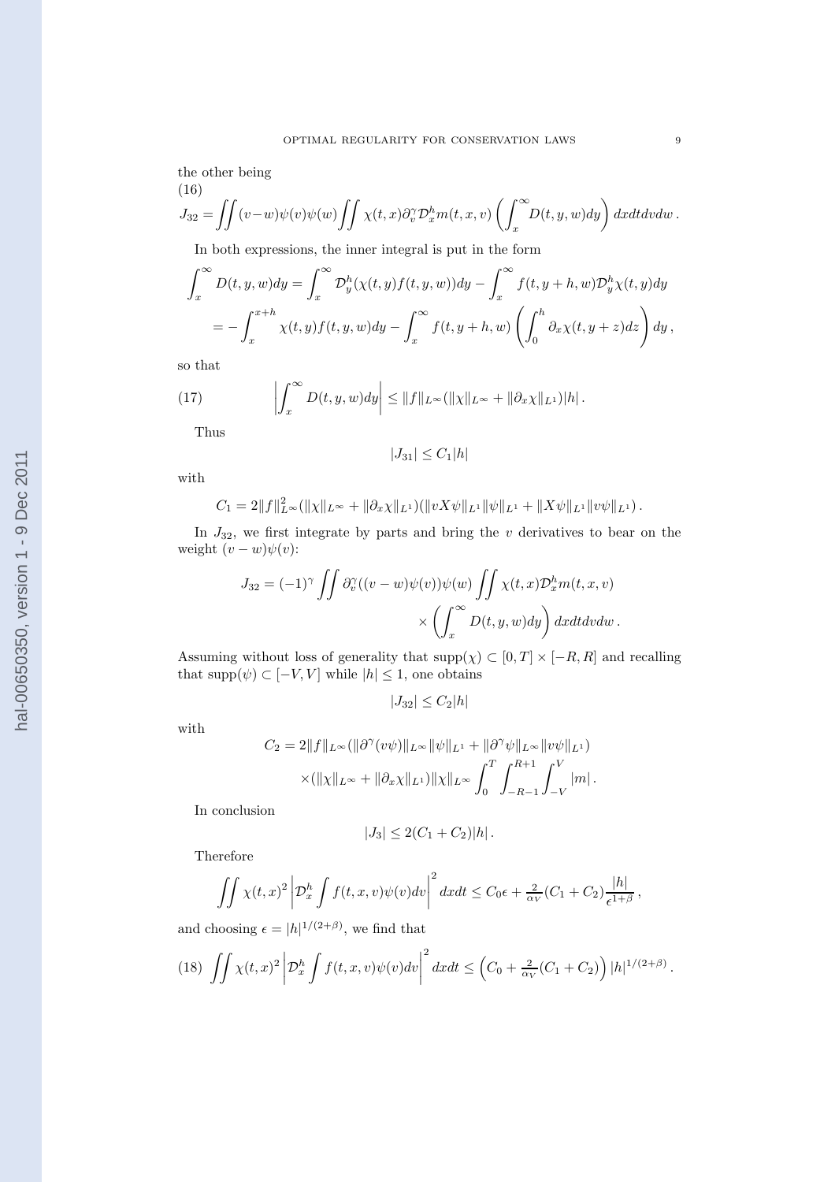the other being

(16)

$$J_{32}=\iint (v-w)\psi(v)\psi(w)\iint \chi(t,x)\partial_v^\gamma \mathcal{D}_x^h m(t,x,v)\left(\int_x^\infty D(t,y,w)dy\right)dxdtdvdw\,.$$

In both expressions, the inner integral is put in the form

$$\begin{aligned}\int_x^\infty D(t,y,w)dy &= \int_x^\infty \mathcal{D}_y^h(\chi(t,y)f(t,y,w))dy - \int_x^\infty f(t,y+h,w)\mathcal{D}_y^h\chi(t,y)dy\\ &= -\int_x^{x+h}\chi(t,y)f(t,y,w)dy - \int_x^\infty f(t,y+h,w)\left(\int_0^h \partial_x\chi(t,y+z)dz\right)dy\,,\end{aligned}$$

so that

$$\left|\int_x^\infty D(t,y,w)dy\right| \le \|f\|_{L^\infty}(\|\chi\|_{L^\infty}+\|\partial_x\chi\|_{L^1})|h|\,. \tag{17}$$

Thus

$$|J_{31}|\le C_1|h|$$

with

$$C_1 = 2\|f\|_{L^\infty}^2(\|\chi\|_{L^\infty}+\|\partial_x\chi\|_{L^1})(\|vX\psi\|_{L^1}\|\psi\|_{L^1}+\|X\psi\|_{L^1}\|v\psi\|_{L^1})\,.$$

In $J_{32}$, we first integrate by parts and bring the $v$ derivatives to bear on the weight $(v-w)\psi(v)$:

$$\begin{aligned}J_{32} = (-1)^\gamma \iint \partial_v^\gamma((v-w)\psi(v))\psi(w)\iint \chi(t,x)\mathcal{D}_x^h m(t,x,v)&\\ \times\left(\int_x^\infty D(t,y,w)dy\right)dxdtdvdw\,.&\end{aligned}$$

Assuming without loss of generality that $\text{supp}(\chi)\subset[0,T]\times[-R,R]$ and recalling that $\text{supp}(\psi)\subset[-V,V]$ while $|h|\le 1$, one obtains

$$|J_{32}|\le C_2|h|$$

with

$$\begin{aligned}C_2 = 2\|f\|_{L^\infty}(\|\partial^\gamma(v\psi)\|_{L^\infty}\|\psi\|_{L^1}+\|\partial^\gamma\psi\|_{L^\infty}\|v\psi\|_{L^1})&\\ \times(\|\chi\|_{L^\infty}+\|\partial_x\chi\|_{L^1})\|\chi\|_{L^\infty}\int_0^T\int_{-R-1}^{R+1}\int_{-V}^{V}|m|\,.&\end{aligned}$$

In conclusion

$$|J_3|\le 2(C_1+C_2)|h|\,.$$

Therefore

$$\iint \chi(t,x)^2\left|\mathcal{D}_x^h\int f(t,x,v)\psi(v)dv\right|^2dxdt \le C_0\epsilon + \tfrac{2}{\alpha_V}(C_1+C_2)\frac{|h|}{\epsilon^{1+\beta}}\,,$$

and choosing $\epsilon = |h|^{1/(2+\beta)}$, we find that

$$\iint \chi(t,x)^2\left|\mathcal{D}_x^h\int f(t,x,v)\psi(v)dv\right|^2dxdt \le \left(C_0+\tfrac{2}{\alpha_V}(C_1+C_2)\right)|h|^{1/(2+\beta)}\,. \tag{18}$$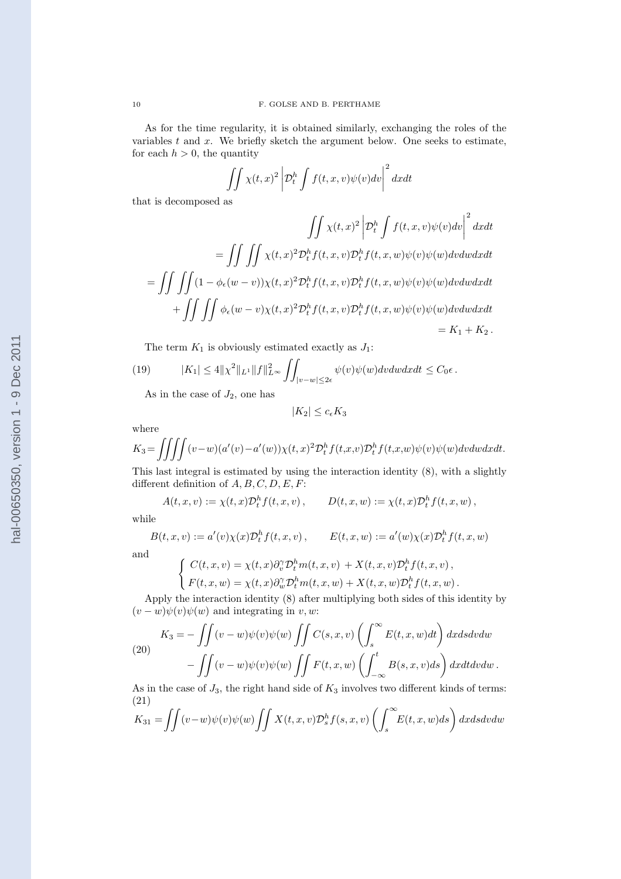As for the time regularity, it is obtained similarly, exchanging the roles of the variables $t$ and $x$. We briefly sketch the argument below. One seeks to estimate, for each $h > 0$, the quantity

$$\iint \chi(t,x)^2 \left| \mathcal{D}_t^h \int f(t,x,v)\psi(v)dv \right|^2 dxdt$$

that is decomposed as

$$\begin{aligned}
\iint \chi(t,x)^2 \left| \mathcal{D}_t^h \int f(t,x,v)\psi(v)dv \right|^2 dxdt \\
= \iint \iint \chi(t,x)^2 \mathcal{D}_t^h f(t,x,v) \mathcal{D}_t^h f(t,x,w)\psi(v)\psi(w)dvdwdxdt \\
= \iint \iint (1-\phi_\epsilon(w-v))\chi(t,x)^2 \mathcal{D}_t^h f(t,x,v) \mathcal{D}_t^h f(t,x,w)\psi(v)\psi(w)dvdwdxdt \\
+ \iint \iint \phi_\epsilon(w-v)\chi(t,x)^2 \mathcal{D}_t^h f(t,x,v) \mathcal{D}_t^h f(t,x,w)\psi(v)\psi(w)dvdwdxdt \\
= K_1 + K_2 \,.
\end{aligned}$$

The term $K_1$ is obviously estimated exactly as $J_1$:

$$|K_1| \leq 4\|\chi^2\|_{L^1}\|f\|_{L^\infty}^2 \iint_{|v-w|\leq 2\epsilon} \psi(v)\psi(w)dvdwdxdt \leq C_0\epsilon \,. \tag{19}$$

As in the case of $J_2$, one has

$$|K_2| \leq c_\epsilon K_3$$

where

$$K_3 = \iiiint (v-w)(a'(v)-a'(w))\chi(t,x)^2 \mathcal{D}_t^h f(t,x,v)\mathcal{D}_t^h f(t,x,w)\psi(v)\psi(w)dvdwdxdt.$$

This last integral is estimated by using the interaction identity (8), with a slightly different definition of $A, B, C, D, E, F$:

$$A(t,x,v) := \chi(t,x)\mathcal{D}_t^h f(t,x,v)\,, \qquad D(t,x,w) := \chi(t,x)\mathcal{D}_t^h f(t,x,w)\,,$$

while

$$B(t,x,v) := a'(v)\chi(x)\mathcal{D}_t^h f(t,x,v)\,, \qquad E(t,x,w) := a'(w)\chi(x)\mathcal{D}_t^h f(t,x,w)$$

and

$$\begin{cases} C(t,x,v) = \chi(t,x)\partial_v^\gamma \mathcal{D}_t^h m(t,x,v) \,+ X(t,x,v)\mathcal{D}_t^h f(t,x,v)\,, \\ F(t,x,w) = \chi(t,x)\partial_w^\gamma \mathcal{D}_t^h m(t,x,w) + X(t,x,w)\mathcal{D}_t^h f(t,x,w)\,. \end{cases}$$

Apply the interaction identity (8) after multiplying both sides of this identity by $(v-w)\psi(v)\psi(w)$ and integrating in $v, w$:

$$\begin{aligned}
K_3 = &- \iint (v-w)\psi(v)\psi(w) \iint C(s,x,v) \left( \int_s^\infty E(t,x,w)dt \right) dxdsdvdw \\
&- \iint (v-w)\psi(v)\psi(w) \iint F(t,x,w) \left( \int_{-\infty}^t B(s,x,v)ds \right) dxdtdvdw \,.
\end{aligned} \tag{20}$$

As in the case of $J_3$, the right hand side of $K_3$ involves two different kinds of terms:

$$K_{31} = \iint (v-w)\psi(v)\psi(w) \iint X(t,x,v)\mathcal{D}_s^h f(s,x,v) \left( \int_s^\infty E(t,x,w)ds \right) dxdsdvdw \tag{21}$$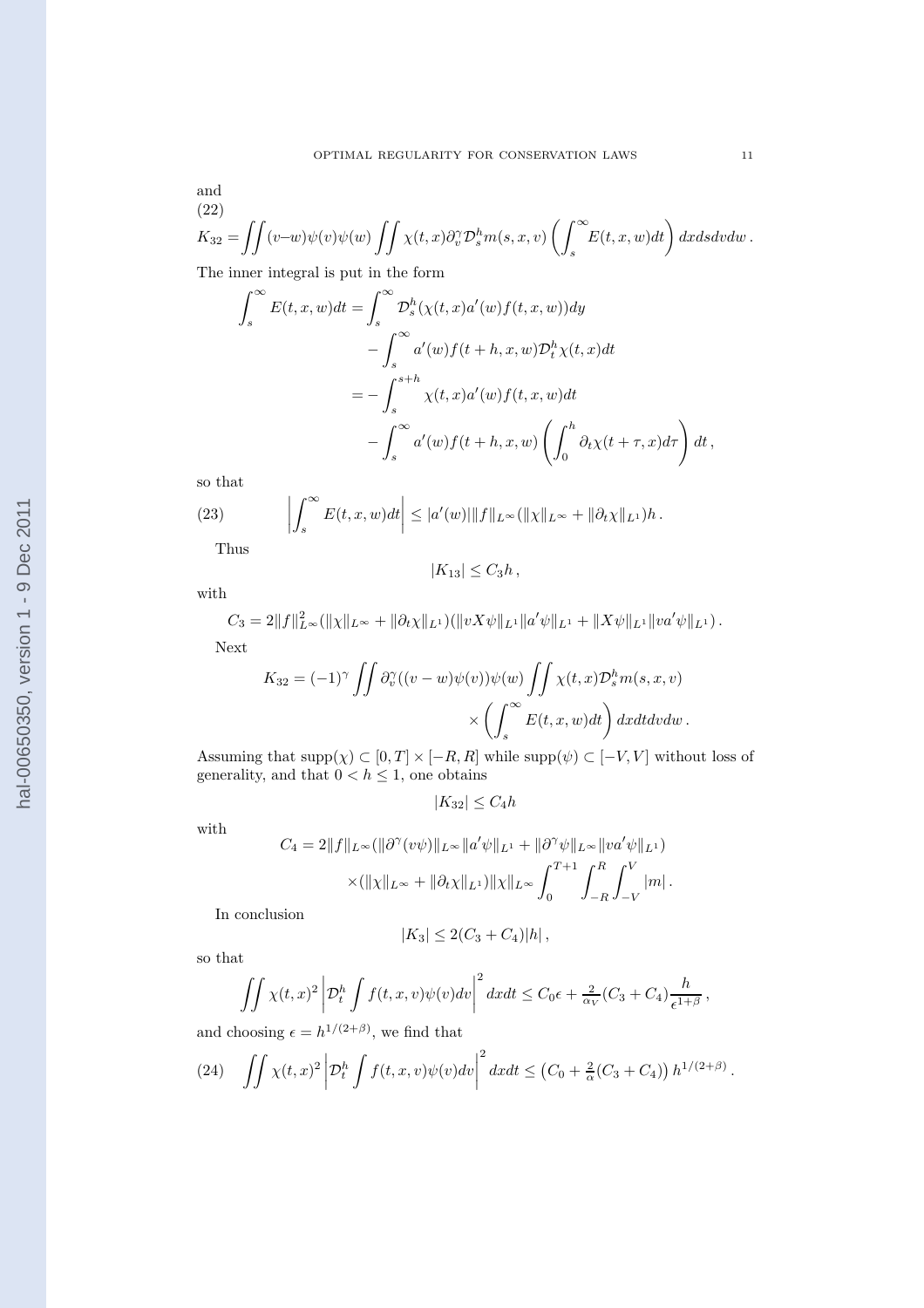and

(22)

$$K_{32} = \iint (v-w)\psi(v)\psi(w) \iint \chi(t,x)\partial_v^\gamma \mathcal{D}_s^h m(s,x,v) \left( \int_s^\infty E(t,x,w)dt \right) dxdsdvdw \,.$$

The inner integral is put in the form

$$\begin{aligned}
\int_s^\infty E(t,x,w)dt &= \int_s^\infty \mathcal{D}_s^h(\chi(t,x)a'(w)f(t,x,w))dy \\
&\quad - \int_s^\infty a'(w)f(t+h,x,w)\mathcal{D}_t^h \chi(t,x)dt \\
&= - \int_s^{s+h} \chi(t,x)a'(w)f(t,x,w)dt \\
&\quad - \int_s^\infty a'(w)f(t+h,x,w)\left( \int_0^h \partial_t \chi(t+\tau,x)d\tau \right) dt \,,
\end{aligned}$$

so that

$$\left| \int_s^\infty E(t,x,w)dt \right| \leq |a'(w)| \|f\|_{L^\infty} (\|\chi\|_{L^\infty} + \|\partial_t \chi\|_{L^1})h \,. \tag{23}$$

Thus

$$|K_{13}| \leq C_3 h \,,$$

with

$$C_3 = 2\|f\|_{L^\infty}^2 (\|\chi\|_{L^\infty} + \|\partial_t \chi\|_{L^1})(\|vX\psi\|_{L^1}\|a'\psi\|_{L^1} + \|X\psi\|_{L^1}\|va'\psi\|_{L^1}) \,.$$

Next

$$\begin{aligned}
K_{32} = (-1)^\gamma \iint \partial_v^\gamma((v-w)\psi(v))\psi(w) \iint \chi(t,x)\mathcal{D}_s^h m(s,x,v) \\
\times \left( \int_s^\infty E(t,x,w)dt \right) dxdtdvdw \,.
\end{aligned}$$

Assuming that $\mathrm{supp}(\chi) \subset [0,T] \times [-R,R]$ while $\mathrm{supp}(\psi) \subset [-V,V]$ without loss of generality, and that $0 < h \leq 1$, one obtains

$$|K_{32}| \leq C_4 h$$

with

$$\begin{aligned}
C_4 = 2\|f\|_{L^\infty} (\|\partial^\gamma(v\psi)\|_{L^\infty}\|a'\psi\|_{L^1} + \|\partial^\gamma \psi\|_{L^\infty}\|va'\psi\|_{L^1}) \\
\times (\|\chi\|_{L^\infty} + \|\partial_t \chi\|_{L^1})\|\chi\|_{L^\infty} \int_0^{T+1} \int_{-R}^R \int_{-V}^V |m| \,.
\end{aligned}$$

In conclusion

$$|K_3| \leq 2(C_3 + C_4)|h| \,,$$

so that

$$\iint \chi(t,x)^2 \left| \mathcal{D}_t^h \int f(t,x,v)\psi(v)dv \right|^2 dxdt \leq C_0 \epsilon + \tfrac{2}{\alpha_V}(C_3 + C_4)\frac{h}{\epsilon^{1+\beta}} \,,$$

and choosing $\epsilon = h^{1/(2+\beta)}$, we find that

$$\iint \chi(t,x)^2 \left| \mathcal{D}_t^h \int f(t,x,v)\psi(v)dv \right|^2 dxdt \leq \left( C_0 + \tfrac{2}{\alpha}(C_3 + C_4) \right) h^{1/(2+\beta)} \,. \tag{24}$$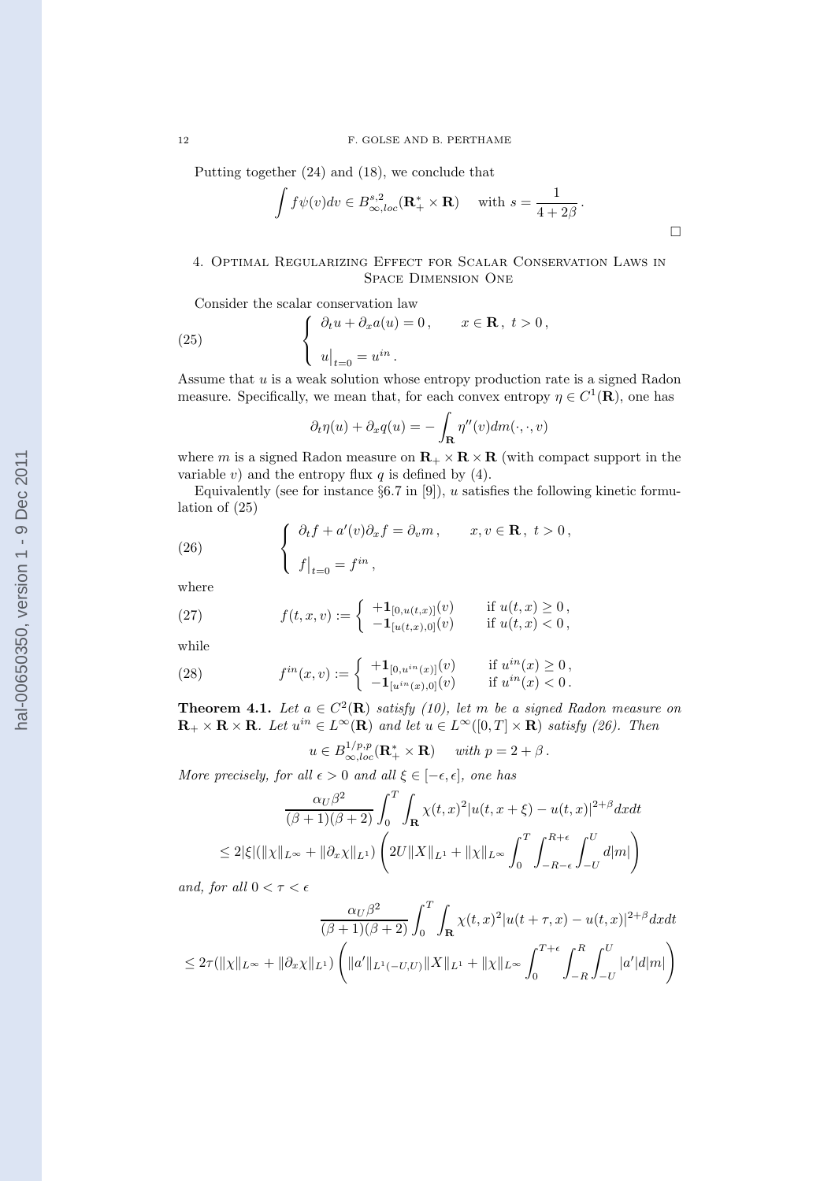Putting together (24) and (18), we conclude that

$$\int f\psi(v)dv \in B^{s,2}_{\infty,loc}(\mathbf{R}^*_+ \times \mathbf{R}) \quad \text{ with } s = \frac{1}{4+2\beta}\,.$$

□

## 4. Optimal Regularizing Effect for Scalar Conservation Laws in Space Dimension One

Consider the scalar conservation law

$$\left\{ \begin{array}{l} \partial_t u + \partial_x a(u) = 0\,, \qquad x \in \mathbf{R}\,,\ t > 0\,, \\ \\ u\big|_{t=0} = u^{in}\,. \end{array} \right. \tag{25}$$

Assume that $u$ is a weak solution whose entropy production rate is a signed Radon measure. Specifically, we mean that, for each convex entropy $\eta \in C^1(\mathbf{R})$, one has

$$\partial_t \eta(u) + \partial_x q(u) = -\int_{\mathbf{R}} \eta''(v) dm(\cdot,\cdot,v)$$

where $m$ is a signed Radon measure on $\mathbf{R}_+ \times \mathbf{R} \times \mathbf{R}$ (with compact support in the variable $v$) and the entropy flux $q$ is defined by (4).

Equivalently (see for instance §6.7 in [9]), $u$ satisfies the following kinetic formulation of (25)

$$\left\{ \begin{array}{l} \partial_t f + a'(v)\partial_x f = \partial_v m\,, \qquad x, v \in \mathbf{R}\,,\ t > 0\,, \\ \\ f\big|_{t=0} = f^{in}\,, \end{array} \right. \tag{26}$$

where

$$f(t,x,v) := \left\{ \begin{array}{ll} +\mathbf{1}_{[0,u(t,x)]}(v) & \text{ if } u(t,x) \geq 0\,, \\ -\mathbf{1}_{[u(t,x),0]}(v) & \text{ if } u(t,x) < 0\,, \end{array} \right. \tag{27}$$

while

$$f^{in}(x,v) := \left\{ \begin{array}{ll} +\mathbf{1}_{[0,u^{in}(x)]}(v) & \text{ if } u^{in}(x) \geq 0\,, \\ -\mathbf{1}_{[u^{in}(x),0]}(v) & \text{ if } u^{in}(x) < 0\,. \end{array} \right. \tag{28}$$

**Theorem 4.1.** *Let $a \in C^2(\mathbf{R})$ satisfy (10), let $m$ be a signed Radon measure on $\mathbf{R}_+ \times \mathbf{R} \times \mathbf{R}$. Let $u^{in} \in L^\infty(\mathbf{R})$ and let $u \in L^\infty([0,T] \times \mathbf{R})$ satisfy (26). Then*

$$u \in B^{1/p,p}_{\infty,loc}(\mathbf{R}^*_+ \times \mathbf{R}) \quad \text{ with } p = 2 + \beta\,.$$

*More precisely, for all $\epsilon > 0$ and all $\xi \in [-\epsilon, \epsilon]$, one has*

$$\frac{\alpha_U \beta^2}{(\beta+1)(\beta+2)} \int_0^T \int_{\mathbf{R}} \chi(t,x)^2 |u(t,x+\xi) - u(t,x)|^{2+\beta} dx dt$$
$$\leq 2|\xi| (\|\chi\|_{L^\infty} + \|\partial_x \chi\|_{L^1}) \left( 2U\|X\|_{L^1} + \|\chi\|_{L^\infty} \int_0^T \int_{-R-\epsilon}^{R+\epsilon} \int_{-U}^{U} d|m| \right)$$

*and, for all $0 < \tau < \epsilon$*

$$\frac{\alpha_U \beta^2}{(\beta+1)(\beta+2)} \int_0^T \int_{\mathbf{R}} \chi(t,x)^2 |u(t+\tau,x) - u(t,x)|^{2+\beta} dx dt$$
$$\leq 2\tau (\|\chi\|_{L^\infty} + \|\partial_x \chi\|_{L^1}) \left( \|a'\|_{L^1(-U,U)} \|X\|_{L^1} + \|\chi\|_{L^\infty} \int_0^{T+\epsilon} \int_{-R}^{R} \int_{-U}^{U} |a'| d|m| \right)$$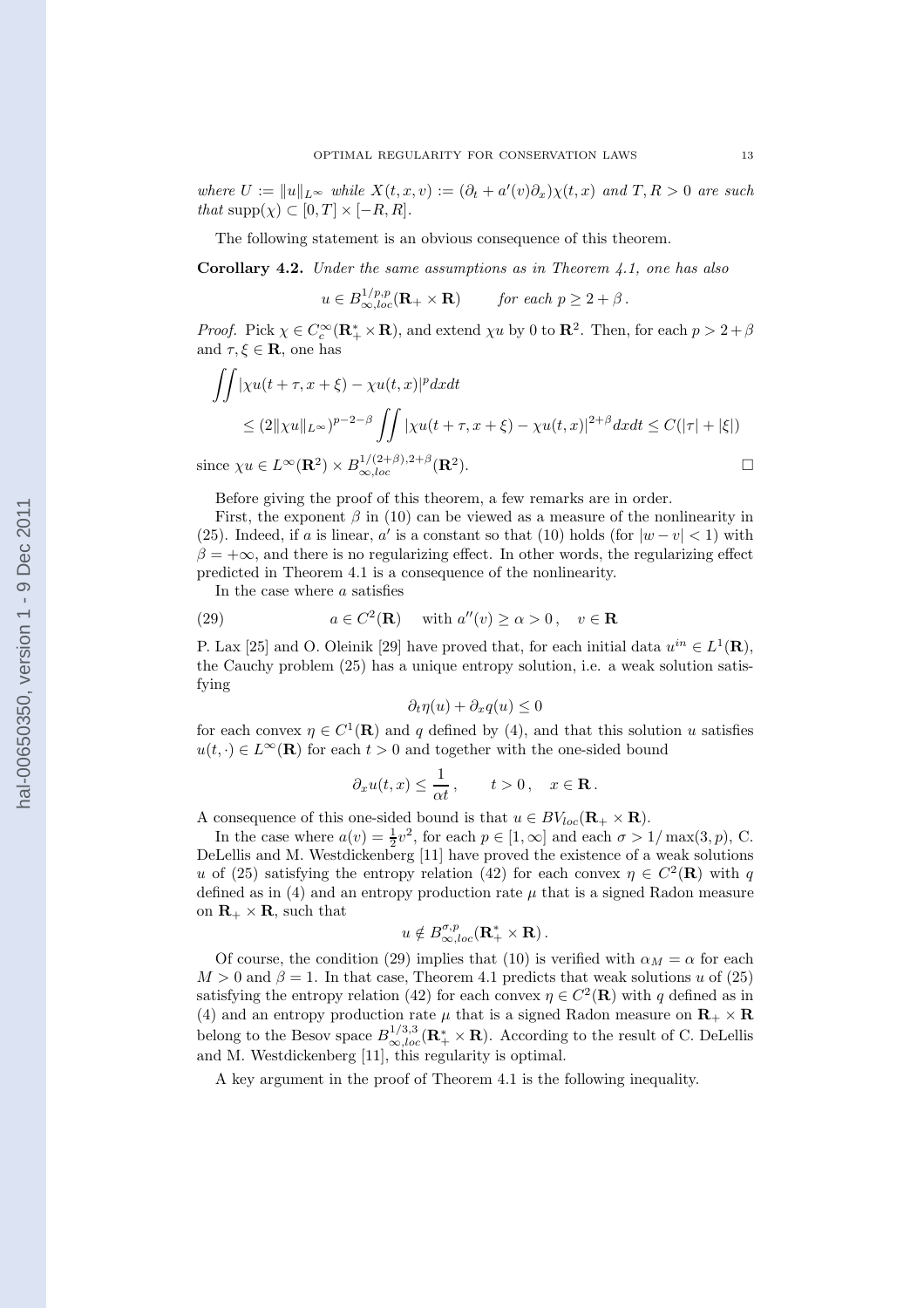*where* $U := \|u\|_{L^\infty}$ *while* $X(t,x,v) := (\partial_t + a'(v)\partial_x)\chi(t,x)$ *and* $T, R > 0$ *are such that* $\mathrm{supp}(\chi) \subset [0,T] \times [-R,R]$.

The following statement is an obvious consequence of this theorem.

**Corollary 4.2.** *Under the same assumptions as in Theorem 4.1, one has also*

$$u \in B^{1/p,p}_{\infty,loc}(\mathbf{R}_+ \times \mathbf{R}) \qquad \textit{for each } p \geq 2 + \beta\,.$$

*Proof.* Pick $\chi \in C_c^\infty(\mathbf{R}_+^* \times \mathbf{R})$, and extend $\chi u$ by 0 to $\mathbf{R}^2$. Then, for each $p > 2 + \beta$ and $\tau, \xi \in \mathbf{R}$, one has

$$\begin{aligned}
&\iint |\chi u(t+\tau, x+\xi) - \chi u(t,x)|^p dx dt \\
&\quad \leq (2\|\chi u\|_{L^\infty})^{p-2-\beta} \iint |\chi u(t+\tau, x+\xi) - \chi u(t,x)|^{2+\beta} dx dt \leq C(|\tau| + |\xi|)
\end{aligned}$$

since $\chi u \in L^\infty(\mathbf{R}^2) \times B^{1/(2+\beta), 2+\beta}_{\infty,loc}(\mathbf{R}^2)$. $\square$

Before giving the proof of this theorem, a few remarks are in order.

First, the exponent $\beta$ in (10) can be viewed as a measure of the nonlinearity in (25). Indeed, if $a$ is linear, $a'$ is a constant so that (10) holds (for $|w - v| < 1$) with $\beta = +\infty$, and there is no regularizing effect. In other words, the regularizing effect predicted in Theorem 4.1 is a consequence of the nonlinearity.

In the case where $a$ satisfies

$$a \in C^2(\mathbf{R}) \quad \text{ with } a''(v) \geq \alpha > 0\,, \quad v \in \mathbf{R} \tag{29}$$

P. Lax [25] and O. Oleinik [29] have proved that, for each initial data $u^{in} \in L^1(\mathbf{R})$, the Cauchy problem (25) has a unique entropy solution, i.e. a weak solution satisfying

$$\partial_t \eta(u) + \partial_x q(u) \leq 0$$

for each convex $\eta \in C^1(\mathbf{R})$ and $q$ defined by (4), and that this solution $u$ satisfies $u(t,\cdot) \in L^\infty(\mathbf{R})$ for each $t > 0$ and together with the one-sided bound

$$\partial_x u(t,x) \leq \frac{1}{\alpha t}\,, \qquad t > 0\,, \quad x \in \mathbf{R}\,.$$

A consequence of this one-sided bound is that $u \in BV_{loc}(\mathbf{R}_+ \times \mathbf{R})$.

In the case where $a(v) = \frac{1}{2}v^2$, for each $p \in [1, \infty]$ and each $\sigma > 1/\max(3,p)$, C. DeLellis and M. Westdickenberg [11] have proved the existence of a weak solutions $u$ of (25) satisfying the entropy relation (42) for each convex $\eta \in C^2(\mathbf{R})$ with $q$ defined as in (4) and an entropy production rate $\mu$ that is a signed Radon measure on $\mathbf{R}_+ \times \mathbf{R}$, such that

$$u \notin B^{\sigma,p}_{\infty,loc}(\mathbf{R}_+^* \times \mathbf{R})\,.$$

Of course, the condition (29) implies that (10) is verified with $\alpha_M = \alpha$ for each $M > 0$ and $\beta = 1$. In that case, Theorem 4.1 predicts that weak solutions $u$ of (25) satisfying the entropy relation (42) for each convex $\eta \in C^2(\mathbf{R})$ with $q$ defined as in (4) and an entropy production rate $\mu$ that is a signed Radon measure on $\mathbf{R}_+ \times \mathbf{R}$ belong to the Besov space $B^{1/3,3}_{\infty,loc}(\mathbf{R}_+^* \times \mathbf{R})$. According to the result of C. DeLellis and M. Westdickenberg [11], this regularity is optimal.

A key argument in the proof of Theorem 4.1 is the following inequality.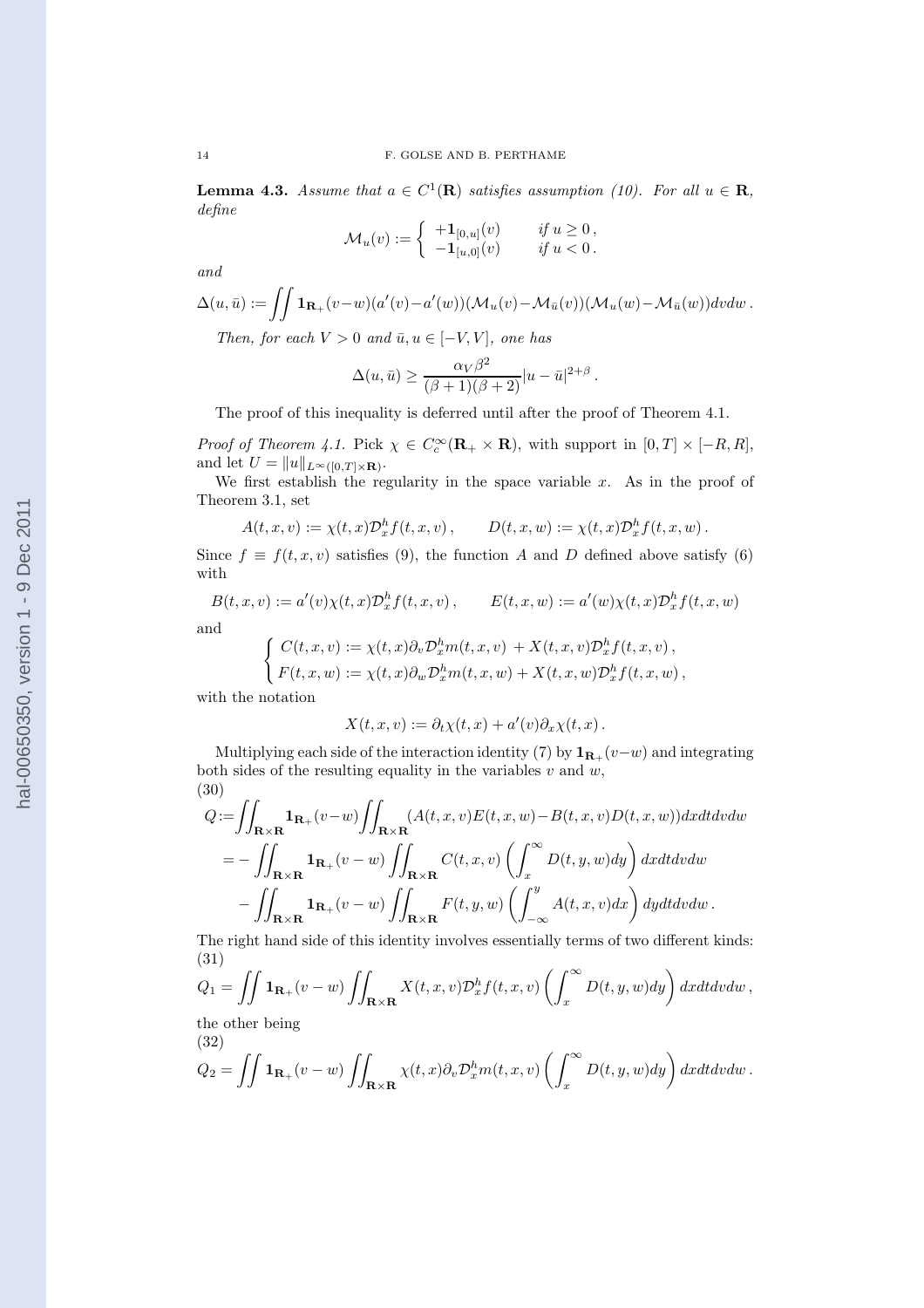**Lemma 4.3.** *Assume that $a \in C^1(\mathbf{R})$ satisfies assumption (10). For all $u \in \mathbf{R}$, define*

$$
\mathcal{M}_u(v) := \begin{cases} +\mathbf{1}_{[0,u]}(v) & \text{if } u \geq 0\,, \\ -\mathbf{1}_{[u,0]}(v) & \text{if } u < 0\,. \end{cases}
$$

*and*

$$
\Delta(u,\bar{u}) := \iint \mathbf{1}_{\mathbf{R}_+}(v-w)(a'(v)-a'(w))(\mathcal{M}_u(v)-\mathcal{M}_{\bar{u}}(v))(\mathcal{M}_u(w)-\mathcal{M}_{\bar{u}}(w))dvdw\,.
$$

*Then, for each $V>0$ and $\bar{u}, u \in [-V,V]$, one has*

$$
\Delta(u,\bar{u}) \geq \frac{\alpha_V \beta^2}{(\beta+1)(\beta+2)}|u-\bar{u}|^{2+\beta}\,.
$$

The proof of this inequality is deferred until after the proof of Theorem 4.1.

*Proof of Theorem 4.1.* Pick $\chi \in C_c^\infty(\mathbf{R}_+ \times \mathbf{R})$, with support in $[0,T]\times[-R,R]$, and let $U = \|u\|_{L^\infty([0,T]\times\mathbf{R})}$.

We first establish the regularity in the space variable $x$. As in the proof of Theorem 3.1, set

$$
A(t,x,v) := \chi(t,x)\mathcal{D}_x^h f(t,x,v)\,, \qquad D(t,x,w) := \chi(t,x)\mathcal{D}_x^h f(t,x,w)\,.
$$

Since $f \equiv f(t,x,v)$ satisfies (9), the function $A$ and $D$ defined above satisfy (6) with

$$
B(t,x,v) := a'(v)\chi(t,x)\mathcal{D}_x^h f(t,x,v)\,, \qquad E(t,x,w) := a'(w)\chi(t,x)\mathcal{D}_x^h f(t,x,w)
$$

and

$$
\begin{cases} C(t,x,v) := \chi(t,x)\partial_v \mathcal{D}_x^h m(t,x,v) \,+ X(t,x,v)\mathcal{D}_x^h f(t,x,v)\,, \\ F(t,x,w) := \chi(t,x)\partial_w \mathcal{D}_x^h m(t,x,w) + X(t,x,w)\mathcal{D}_x^h f(t,x,w)\,, \end{cases}
$$

with the notation

$$
X(t,x,v) := \partial_t \chi(t,x) + a'(v)\partial_x \chi(t,x)\,.
$$

Multiplying each side of the interaction identity (7) by $\mathbf{1}_{\mathbf{R}_+}(v-w)$ and integrating both sides of the resulting equality in the variables $v$ and $w$,

$$
\begin{aligned}
Q :=& \iint_{\mathbf{R}\times\mathbf{R}} \mathbf{1}_{\mathbf{R}_+}(v-w) \iint_{\mathbf{R}\times\mathbf{R}} (A(t,x,v)E(t,x,w) - B(t,x,v)D(t,x,w))dxdtdvdw \\
=& -\iint_{\mathbf{R}\times\mathbf{R}} \mathbf{1}_{\mathbf{R}_+}(v-w) \iint_{\mathbf{R}\times\mathbf{R}} C(t,x,v)\left(\int_x^\infty D(t,y,w)dy\right)dxdtdvdw \\
& -\iint_{\mathbf{R}\times\mathbf{R}} \mathbf{1}_{\mathbf{R}_+}(v-w) \iint_{\mathbf{R}\times\mathbf{R}} F(t,y,w)\left(\int_{-\infty}^y A(t,x,v)dx\right)dydtdvdw\,.
\end{aligned} \tag{30}
$$

The right hand side of this identity involves essentially terms of two different kinds:

$$
Q_1 = \iint \mathbf{1}_{\mathbf{R}_+}(v-w) \iint_{\mathbf{R}\times\mathbf{R}} X(t,x,v)\mathcal{D}_x^h f(t,x,v)\left(\int_x^\infty D(t,y,w)dy\right)dxdtdvdw\,, \tag{31}
$$

the other being

$$
Q_2 = \iint \mathbf{1}_{\mathbf{R}_+}(v-w) \iint_{\mathbf{R}\times\mathbf{R}} \chi(t,x)\partial_v \mathcal{D}_x^h m(t,x,v)\left(\int_x^\infty D(t,y,w)dy\right)dxdtdvdw\,. \tag{32}
$$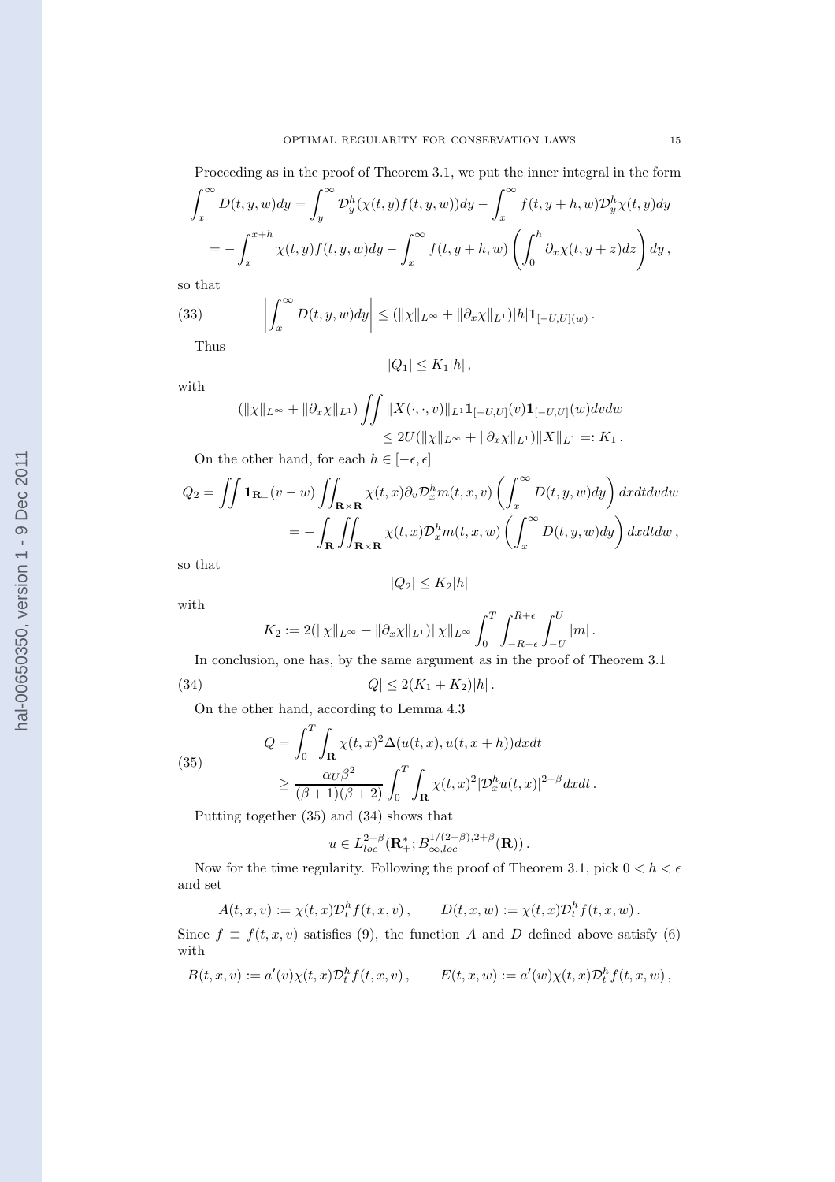Proceeding as in the proof of Theorem 3.1, we put the inner integral in the form

$$
\begin{aligned}
\int_x^\infty D(t,y,w)dy &= \int_y^\infty \mathcal{D}_y^h(\chi(t,y)f(t,y,w))dy - \int_x^\infty f(t,y+h,w)\mathcal{D}_y^h\chi(t,y)dy \\
&= -\int_x^{x+h} \chi(t,y)f(t,y,w)dy - \int_x^\infty f(t,y+h,w)\left(\int_0^h \partial_x\chi(t,y+z)dz\right)dy\,,
\end{aligned}
$$

so that

$$
\left|\int_x^\infty D(t,y,w)dy\right| \le (\|\chi\|_{L^\infty} + \|\partial_x\chi\|_{L^1})|h|\mathbf{1}_{[-U,U](w)}\,. \tag{33}
$$

Thus

$$
|Q_1| \le K_1|h|\,,
$$

with

$$
\begin{aligned}
(\|\chi\|_{L^\infty} + \|\partial_x\chi\|_{L^1}) &\iint \|X(\cdot,\cdot,v)\|_{L^1}\mathbf{1}_{[-U,U]}(v)\mathbf{1}_{[-U,U]}(w)dvdw \\
&\le 2U(\|\chi\|_{L^\infty} + \|\partial_x\chi\|_{L^1})\|X\|_{L^1} =: K_1\,.
\end{aligned}
$$

On the other hand, for each $h \in [-\epsilon,\epsilon]$

$$
\begin{aligned}
Q_2 &= \iint \mathbf{1}_{\mathbf{R}_+}(v-w)\iint_{\mathbf{R}\times\mathbf{R}} \chi(t,x)\partial_v\mathcal{D}_x^h m(t,x,v)\left(\int_x^\infty D(t,y,w)dy\right)dxdtdvdw \\
&= -\int_{\mathbf{R}}\iint_{\mathbf{R}\times\mathbf{R}} \chi(t,x)\mathcal{D}_x^h m(t,x,w)\left(\int_x^\infty D(t,y,w)dy\right)dxdtdw\,,
\end{aligned}
$$

so that

$$
|Q_2| \le K_2|h|
$$

with

$$
K_2 := 2(\|\chi\|_{L^\infty} + \|\partial_x\chi\|_{L^1})\|\chi\|_{L^\infty}\int_0^T\int_{-R-\epsilon}^{R+\epsilon}\int_{-U}^{U}|m|\,.
$$

In conclusion, one has, by the same argument as in the proof of Theorem 3.1

$$
|Q| \le 2(K_1+K_2)|h|\,. \tag{34}
$$

On the other hand, according to Lemma 4.3

$$
\begin{aligned}
Q &= \int_0^T\int_{\mathbf{R}} \chi(t,x)^2\Delta(u(t,x),u(t,x+h))dxdt \\
&\ge \frac{\alpha_U\beta^2}{(\beta+1)(\beta+2)}\int_0^T\int_{\mathbf{R}} \chi(t,x)^2|\mathcal{D}_x^h u(t,x)|^{2+\beta}dxdt\,.
\end{aligned} \tag{35}
$$

Putting together (35) and (34) shows that

$$
u \in L^{2+\beta}_{loc}(\mathbf{R}_+^*; B^{1/(2+\beta),2+\beta}_{\infty,loc}(\mathbf{R}))\,.
$$

Now for the time regularity. Following the proof of Theorem 3.1, pick $0 < h < \epsilon$ and set

$$
A(t,x,v) := \chi(t,x)\mathcal{D}_t^h f(t,x,v)\,, \qquad D(t,x,w) := \chi(t,x)\mathcal{D}_t^h f(t,x,w)\,.
$$

Since $f \equiv f(t,x,v)$ satisfies (9), the function $A$ and $D$ defined above satisfy (6) with

$$
B(t,x,v) := a'(v)\chi(t,x)\mathcal{D}_t^h f(t,x,v)\,, \qquad E(t,x,w) := a'(w)\chi(t,x)\mathcal{D}_t^h f(t,x,w)\,,
$$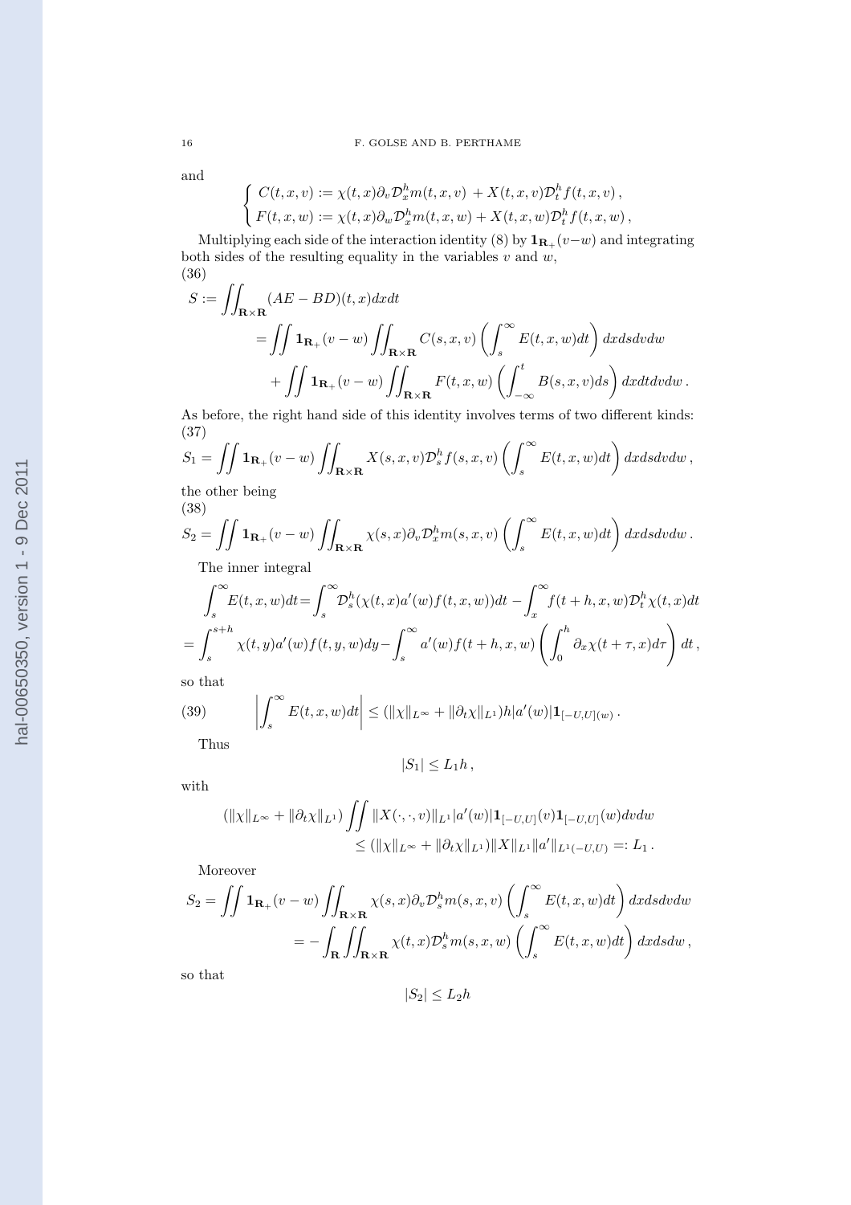and

$$
\left\{\begin{array}{l}
C(t,x,v) := \chi(t,x)\partial_v \mathcal{D}_x^h m(t,x,v) \,+ X(t,x,v)\mathcal{D}_t^h f(t,x,v)\,, \\
F(t,x,w) := \chi(t,x)\partial_w \mathcal{D}_x^h m(t,x,w) + X(t,x,w)\mathcal{D}_t^h f(t,x,w)\,,
\end{array}\right.
$$

Multiplying each side of the interaction identity (8) by $\mathbf{1}_{\mathbf{R}_+}(v-w)$ and integrating both sides of the resulting equality in the variables $v$ and $w$,

(36)

$$
\begin{aligned}
S :=& \iint_{\mathbf{R}\times\mathbf{R}} (AE-BD)(t,x)dxdt \\
&= \iint \mathbf{1}_{\mathbf{R}_+}(v-w) \iint_{\mathbf{R}\times\mathbf{R}} C(s,x,v)\left(\int_s^\infty E(t,x,w)dt\right) dxdsdvdw \\
&\quad + \iint \mathbf{1}_{\mathbf{R}_+}(v-w) \iint_{\mathbf{R}\times\mathbf{R}} F(t,x,w)\left(\int_{-\infty}^t B(s,x,v)ds\right) dxdtdvdw\,.
\end{aligned}
$$

As before, the right hand side of this identity involves terms of two different kinds:

(37)

$$
S_1 = \iint \mathbf{1}_{\mathbf{R}_+}(v-w) \iint_{\mathbf{R}\times\mathbf{R}} X(s,x,v)\mathcal{D}_s^h f(s,x,v)\left(\int_s^\infty E(t,x,w)dt\right) dxdsdvdw\,,
$$

the other being

(38)

$$
S_2 = \iint \mathbf{1}_{\mathbf{R}_+}(v-w) \iint_{\mathbf{R}\times\mathbf{R}} \chi(s,x)\partial_v \mathcal{D}_x^h m(s,x,v)\left(\int_s^\infty E(t,x,w)dt\right) dxdsdvdw\,.
$$

The inner integral

$$
\begin{aligned}
\int_s^\infty E(t,x,w)dt =& \int_s^\infty \mathcal{D}_s^h(\chi(t,x)a'(w)f(t,x,w))dt - \int_x^\infty f(t+h,x,w)\mathcal{D}_t^h \chi(t,x)dt \\
= \int_s^{s+h} \chi(t,y)a'(w)f(t,y,w)dy &- \int_s^\infty a'(w)f(t+h,x,w)\left(\int_0^h \partial_x\chi(t+\tau,x)d\tau\right)dt\,,
\end{aligned}
$$

so that

$$
(39) \qquad \left|\int_s^\infty E(t,x,w)dt\right| \le (\|\chi\|_{L^\infty} + \|\partial_t\chi\|_{L^1})h|a'(w)|\mathbf{1}_{[-U,U](w)}\,.
$$

Thus

$$
|S_1| \le L_1 h\,,
$$

with

$$
\begin{aligned}
(\|\chi\|_{L^\infty} + \|\partial_t\chi\|_{L^1}) \iint \|X(\cdot,\cdot,v)\|_{L^1}|a'(w)|\mathbf{1}_{[-U,U]}(v)\mathbf{1}_{[-U,U]}(w)dvdw \\
\le (\|\chi\|_{L^\infty} + \|\partial_t\chi\|_{L^1})\|X\|_{L^1}\|a'\|_{L^1(-U,U)} =: L_1\,.
\end{aligned}
$$

Moreover

$$
\begin{aligned}
S_2 =& \iint \mathbf{1}_{\mathbf{R}_+}(v-w) \iint_{\mathbf{R}\times\mathbf{R}} \chi(s,x)\partial_v \mathcal{D}_s^h m(s,x,v)\left(\int_s^\infty E(t,x,w)dt\right) dxdsdvdw \\
&= -\int_{\mathbf{R}} \iint_{\mathbf{R}\times\mathbf{R}} \chi(t,x)\mathcal{D}_s^h m(s,x,w)\left(\int_s^\infty E(t,x,w)dt\right) dxdsdw\,,
\end{aligned}
$$

so that

$$
|S_2| \le L_2 h
$$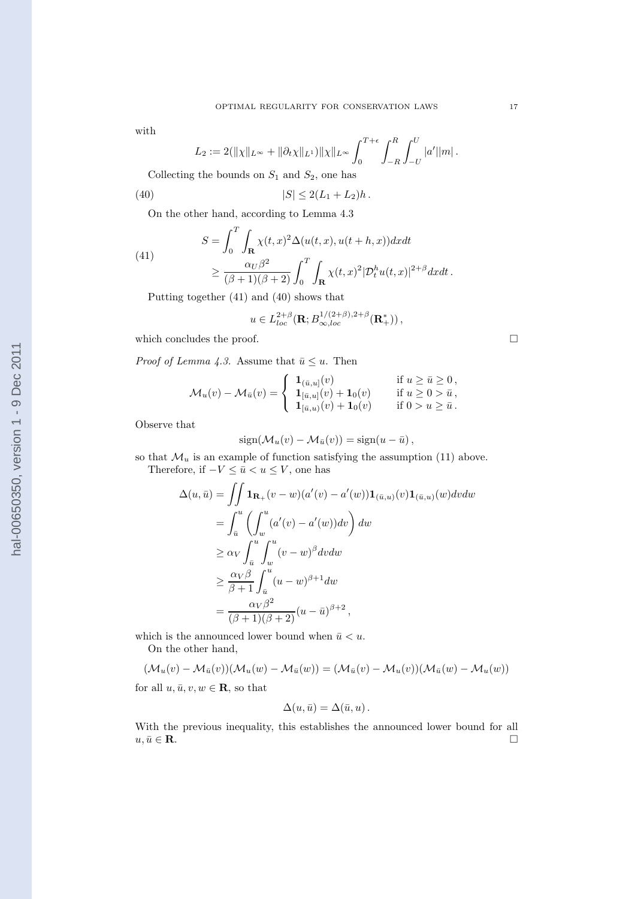with

$$L_2 := 2(\|\chi\|_{L^\infty} + \|\partial_t \chi\|_{L^1})\|\chi\|_{L^\infty} \int_0^{T+\epsilon} \int_{-R}^{R} \int_{-U}^{U} |a'||m| .$$

Collecting the bounds on $S_1$ and $S_2$, one has

$$|S| \le 2(L_1 + L_2)h . \tag{40}$$

On the other hand, according to Lemma 4.3

$$\begin{aligned} S &= \int_0^T \int_{\mathbf{R}} \chi(t,x)^2 \Delta(u(t,x), u(t+h,x)) dx dt \\ &\ge \frac{\alpha_U \beta^2}{(\beta+1)(\beta+2)} \int_0^T \int_{\mathbf{R}} \chi(t,x)^2 |\mathcal{D}_t^h u(t,x)|^{2+\beta} dx dt . \end{aligned} \tag{41}$$

Putting together (41) and (40) shows that

$$u \in L^{2+\beta}_{loc}(\mathbf{R}; B^{1/(2+\beta), 2+\beta}_{\infty, loc}(\mathbf{R}^*_+)) ,$$

which concludes the proof. $\square$

*Proof of Lemma 4.3.* Assume that $\bar{u} \le u$. Then

$$\mathcal{M}_u(v) - \mathcal{M}_{\bar{u}}(v) = \begin{cases} \mathbf{1}_{(\bar{u}, u]}(v) & \text{if } u \ge \bar{u} \ge 0 , \\ \mathbf{1}_{[\bar{u}, u]}(v) + \mathbf{1}_0(v) & \text{if } u \ge 0 > \bar{u} , \\ \mathbf{1}_{[\bar{u}, u)}(v) + \mathbf{1}_0(v) & \text{if } 0 > u \ge \bar{u} . \end{cases}$$

Observe that

$$\operatorname{sign}(\mathcal{M}_u(v) - \mathcal{M}_{\bar{u}}(v)) = \operatorname{sign}(u - \bar{u}) ,$$

so that $\mathcal{M}_u$ is an example of function satisfying the assumption (11) above.

Therefore, if $-V \le \bar{u} < u \le V$, one has

$$\begin{aligned} \Delta(u, \bar{u}) &= \iint \mathbf{1}_{\mathbf{R}_+}(v-w)(a'(v) - a'(w)) \mathbf{1}_{(\bar{u},u)}(v) \mathbf{1}_{(\bar{u},u)}(w) dv dw \\ &= \int_{\bar{u}}^{u} \left( \int_w^u (a'(v) - a'(w)) dv \right) dw \\ &\ge \alpha_V \int_{\bar{u}}^{u} \int_w^u (v-w)^\beta dv dw \\ &\ge \frac{\alpha_V \beta}{\beta+1} \int_{\bar{u}}^{u} (u-w)^{\beta+1} dw \\ &= \frac{\alpha_V \beta^2}{(\beta+1)(\beta+2)} (u - \bar{u})^{\beta+2} , \end{aligned}$$

which is the announced lower bound when $\bar{u} < u$.

On the other hand,

$$(\mathcal{M}_u(v) - \mathcal{M}_{\bar{u}}(v))(\mathcal{M}_u(w) - \mathcal{M}_{\bar{u}}(w)) = (\mathcal{M}_{\bar{u}}(v) - \mathcal{M}_u(v))(\mathcal{M}_{\bar{u}}(w) - \mathcal{M}_u(w))$$

for all $u, \bar{u}, v, w \in \mathbf{R}$, so that

$$\Delta(u, \bar{u}) = \Delta(\bar{u}, u) .$$

With the previous inequality, this establishes the announced lower bound for all $u, \bar{u} \in \mathbf{R}$. $\square$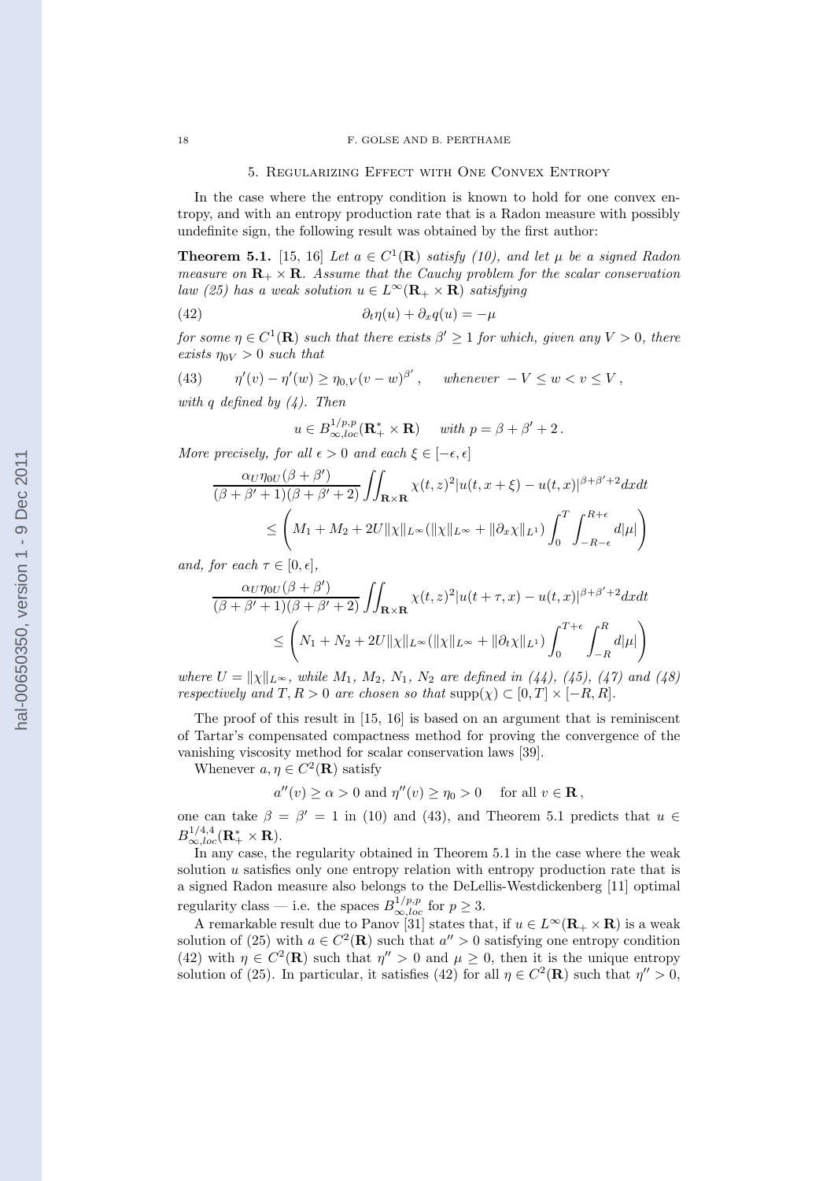## 5. Regularizing Effect with One Convex Entropy

In the case where the entropy condition is known to hold for one convex entropy, and with an entropy production rate that is a Radon measure with possibly undefinite sign, the following result was obtained by the first author:

**Theorem 5.1.** [15, 16] *Let $a \in C^1(\mathbf{R})$ satisfy (10), and let $\mu$ be a signed Radon measure on $\mathbf{R}_+ \times \mathbf{R}$. Assume that the Cauchy problem for the scalar conservation law (25) has a weak solution $u \in L^\infty(\mathbf{R}_+ \times \mathbf{R})$ satisfying*

$$\partial_t \eta(u) + \partial_x q(u) = -\mu \tag{42}$$

*for some $\eta \in C^1(\mathbf{R})$ such that there exists $\beta' \geq 1$ for which, given any $V > 0$, there exists $\eta_{0V} > 0$ such that*

$$\eta'(v) - \eta'(w) \geq \eta_{0,V}(v-w)^{\beta'}\,, \quad \text{whenever } -V \leq w < v \leq V\,, \tag{43}$$

*with $q$ defined by (4). Then*

$$u \in B^{1/p,p}_{\infty,loc}(\mathbf{R}^*_+ \times \mathbf{R}) \quad \text{with } p = \beta + \beta' + 2\,.$$

*More precisely, for all $\epsilon > 0$ and each $\xi \in [-\epsilon, \epsilon]$*

$$\frac{\alpha_U \eta_{0U}(\beta+\beta')}{(\beta+\beta'+1)(\beta+\beta'+2)} \iint_{\mathbf{R}\times\mathbf{R}} \chi(t,z)^2 |u(t,x+\xi) - u(t,x)|^{\beta+\beta'+2} dxdt$$
$$\leq \left( M_1 + M_2 + 2U\|\chi\|_{L^\infty}(\|\chi\|_{L^\infty} + \|\partial_x \chi\|_{L^1}) \int_0^T \int_{-R-\epsilon}^{R+\epsilon} d|\mu| \right)$$

*and, for each $\tau \in [0, \epsilon]$,*

$$\frac{\alpha_U \eta_{0U}(\beta+\beta')}{(\beta+\beta'+1)(\beta+\beta'+2)} \iint_{\mathbf{R}\times\mathbf{R}} \chi(t,z)^2 |u(t+\tau,x) - u(t,x)|^{\beta+\beta'+2} dxdt$$
$$\leq \left( N_1 + N_2 + 2U\|\chi\|_{L^\infty}(\|\chi\|_{L^\infty} + \|\partial_t \chi\|_{L^1}) \int_0^{T+\epsilon} \int_{-R}^{R} d|\mu| \right)$$

*where $U = \|\chi\|_{L^\infty}$, while $M_1$, $M_2$, $N_1$, $N_2$ are defined in (44), (45), (47) and (48) respectively and $T, R > 0$ are chosen so that $\operatorname{supp}(\chi) \subset [0,T] \times [-R, R]$.*

The proof of this result in [15, 16] is based on an argument that is reminiscent of Tartar's compensated compactness method for proving the convergence of the vanishing viscosity method for scalar conservation laws [39].

Whenever $a, \eta \in C^2(\mathbf{R})$ satisfy

$$a''(v) \geq \alpha > 0 \text{ and } \eta''(v) \geq \eta_0 > 0 \quad \text{for all } v \in \mathbf{R}\,,$$

one can take $\beta = \beta' = 1$ in (10) and (43), and Theorem 5.1 predicts that $u \in B^{1/4,4}_{\infty,loc}(\mathbf{R}^*_+ \times \mathbf{R})$.

In any case, the regularity obtained in Theorem 5.1 in the case where the weak solution $u$ satisfies only one entropy relation with entropy production rate that is a signed Radon measure also belongs to the DeLellis-Westdickenberg [11] optimal regularity class — i.e. the spaces $B^{1/p,p}_{\infty,loc}$ for $p \geq 3$.

A remarkable result due to Panov [31] states that, if $u \in L^\infty(\mathbf{R}_+ \times \mathbf{R})$ is a weak solution of (25) with $a \in C^2(\mathbf{R})$ such that $a'' > 0$ satisfying one entropy condition (42) with $\eta \in C^2(\mathbf{R})$ such that $\eta'' > 0$ and $\mu \geq 0$, then it is the unique entropy solution of (25). In particular, it satisfies (42) for all $\eta \in C^2(\mathbf{R})$ such that $\eta'' > 0$,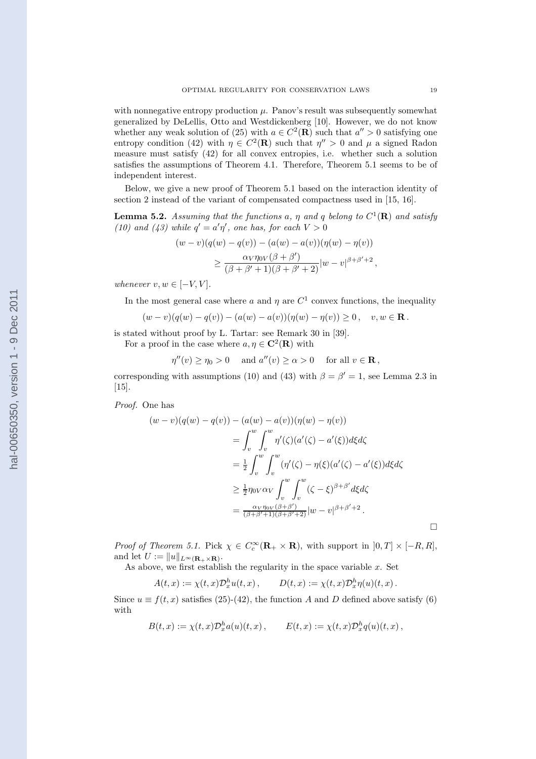with nonnegative entropy production $\mu$. Panov's result was subsequently somewhat generalized by DeLellis, Otto and Westdickenberg [10]. However, we do not know whether any weak solution of (25) with $a \in C^2(\mathbf{R})$ such that $a'' > 0$ satisfying one entropy condition (42) with $\eta \in C^2(\mathbf{R})$ such that $\eta'' > 0$ and $\mu$ a signed Radon measure must satisfy (42) for all convex entropies, i.e. whether such a solution satisfies the assumptions of Theorem 4.1. Therefore, Theorem 5.1 seems to be of independent interest.

Below, we give a new proof of Theorem 5.1 based on the interaction identity of section 2 instead of the variant of compensated compactness used in [15, 16].

**Lemma 5.2.** *Assuming that the functions $a$, $\eta$ and $q$ belong to $C^1(\mathbf{R})$ and satisfy (10) and (43) while $q' = a'\eta'$, one has, for each $V > 0$*

$$
\begin{aligned}
(w-v)(q(w)-q(v)) &- (a(w)-a(v))(\eta(w)-\eta(v)) \\
&\geq \frac{\alpha_V \eta_{0V}(\beta+\beta')}{(\beta+\beta'+1)(\beta+\beta'+2)}|w-v|^{\beta+\beta'+2},
\end{aligned}
$$

*whenever $v, w \in [-V, V]$.*

In the most general case where $a$ and $\eta$ are $C^1$ convex functions, the inequality

$$
(w-v)(q(w)-q(v)) - (a(w)-a(v))(\eta(w)-\eta(v)) \geq 0\,, \quad v, w \in \mathbf{R}\,.
$$

is stated without proof by L. Tartar: see Remark 30 in [39].

For a proof in the case where $a, \eta \in \mathbf{C}^2(\mathbf{R})$ with

$$
\eta''(v) \geq \eta_0 > 0 \quad \text{ and } a''(v) \geq \alpha > 0 \quad \text{ for all } v \in \mathbf{R}\,,
$$

corresponding with assumptions (10) and (43) with $\beta = \beta' = 1$, see Lemma 2.3 in [15].

*Proof.* One has

$$
\begin{aligned}
(w-v)(q(w)-q(v)) &- (a(w)-a(v))(\eta(w)-\eta(v)) \\
&= \int_v^w \int_v^w \eta'(\zeta)(a'(\zeta)-a'(\xi))d\xi d\zeta \\
&= \tfrac{1}{2}\int_v^w \int_v^w (\eta'(\zeta)-\eta(\xi)(a'(\zeta)-a'(\xi))d\xi d\zeta \\
&\geq \tfrac{1}{2}\eta_{0V}\alpha_V \int_v^w \int_v^w (\zeta-\xi)^{\beta+\beta'} d\xi d\zeta \\
&= \tfrac{\alpha_V \eta_{0V}(\beta+\beta')}{(\beta+\beta'+1)(\beta+\beta'+2)}|w-v|^{\beta+\beta'+2}\,.
\end{aligned}
$$

$\square$

*Proof of Theorem 5.1.* Pick $\chi \in C_c^\infty(\mathbf{R}_+ \times \mathbf{R})$, with support in $]0, T] \times [-R, R]$, and let $U := \|u\|_{L^\infty(\mathbf{R}_+ \times \mathbf{R})}$.

As above, we first establish the regularity in the space variable $x$. Set

$$
A(t,x) := \chi(t,x)\mathcal{D}_x^h u(t,x)\,, \qquad D(t,x) := \chi(t,x)\mathcal{D}_x^h \eta(u)(t,x)\,.
$$

Since $u \equiv f(t,x)$ satisfies (25)-(42), the function $A$ and $D$ defined above satisfy (6) with

$$
B(t,x) := \chi(t,x)\mathcal{D}_x^h a(u)(t,x)\,, \qquad E(t,x) := \chi(t,x)\mathcal{D}_x^h q(u)(t,x)\,,
$$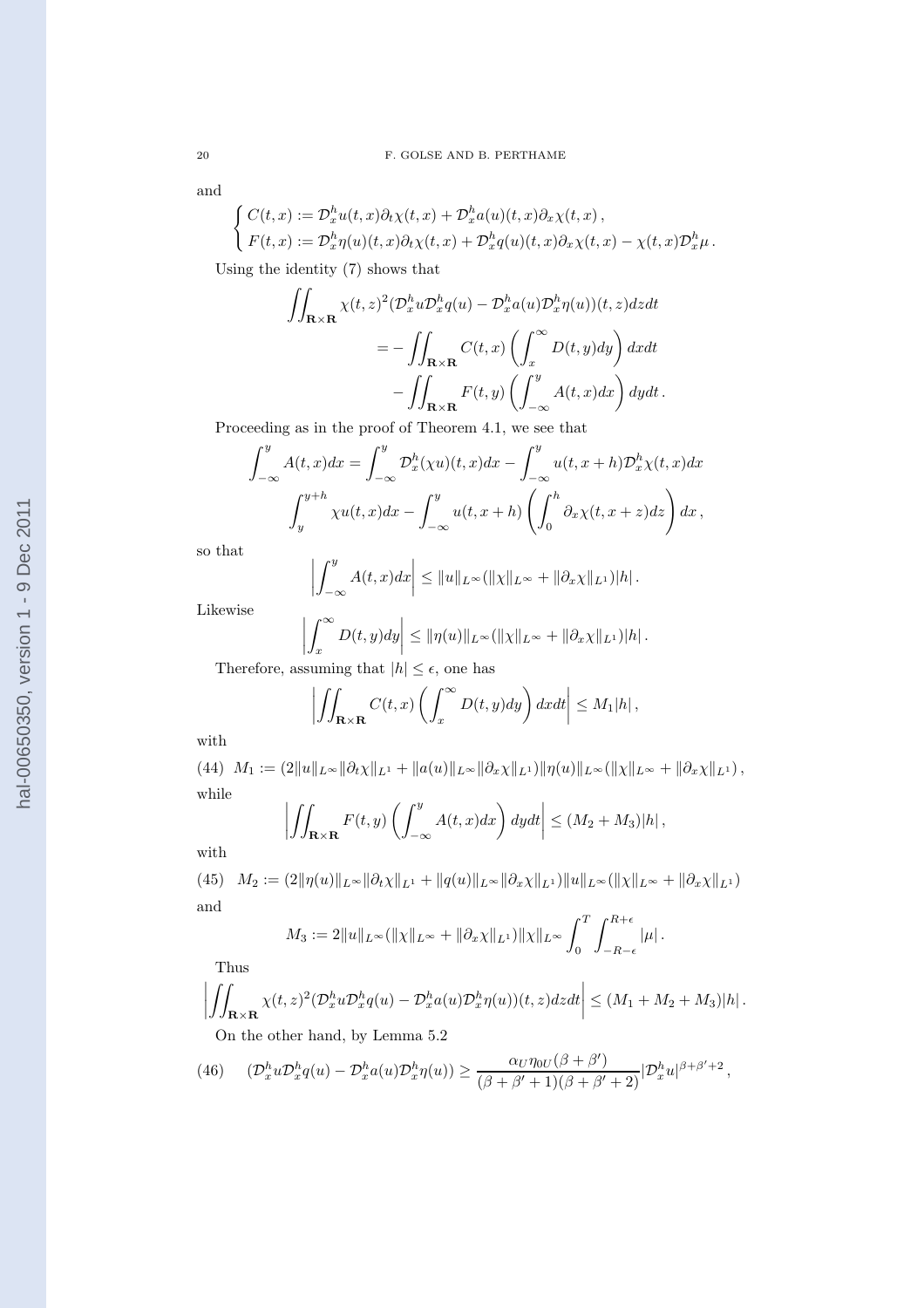and

$$
\begin{cases} C(t,x) := \mathcal{D}_x^h u(t,x)\partial_t \chi(t,x) + \mathcal{D}_x^h a(u)(t,x)\partial_x \chi(t,x)\,, \\ F(t,x) := \mathcal{D}_x^h \eta(u)(t,x)\partial_t \chi(t,x) + \mathcal{D}_x^h q(u)(t,x)\partial_x \chi(t,x) - \chi(t,x)\mathcal{D}_x^h \mu\,. \end{cases}
$$

Using the identity (7) shows that

$$
\begin{aligned}
\iint_{\mathbf{R}\times\mathbf{R}} \chi(t,z)^2 (\mathcal{D}_x^h u \mathcal{D}_x^h q(u) - \mathcal{D}_x^h a(u)\mathcal{D}_x^h \eta(u))(t,z)dzdt \\
= -\iint_{\mathbf{R}\times\mathbf{R}} C(t,x)\left(\int_x^\infty D(t,y)dy\right)dxdt \\
-\iint_{\mathbf{R}\times\mathbf{R}} F(t,y)\left(\int_{-\infty}^y A(t,x)dx\right)dydt\,.
\end{aligned}
$$

Proceeding as in the proof of Theorem 4.1, we see that

$$
\begin{aligned}
\int_{-\infty}^y A(t,x)dx = \int_{-\infty}^y \mathcal{D}_x^h(\chi u)(t,x)dx - \int_{-\infty}^y u(t,x+h)\mathcal{D}_x^h \chi(t,x)dx \\
\int_y^{y+h} \chi u(t,x)dx - \int_{-\infty}^y u(t,x+h)\left(\int_0^h \partial_x \chi(t,x+z)dz\right)dx\,,
\end{aligned}
$$

so that

$$
\left|\int_{-\infty}^y A(t,x)dx\right| \le \|u\|_{L^\infty}(\|\chi\|_{L^\infty} + \|\partial_x \chi\|_{L^1})|h|\,.
$$

Likewise

$$
\left|\int_x^\infty D(t,y)dy\right| \le \|\eta(u)\|_{L^\infty}(\|\chi\|_{L^\infty} + \|\partial_x \chi\|_{L^1})|h|\,.
$$

Therefore, assuming that $|h| \le \epsilon$, one has

$$
\left|\iint_{\mathbf{R}\times\mathbf{R}} C(t,x)\left(\int_x^\infty D(t,y)dy\right)dxdt\right| \le M_1|h|\,,
$$

with

$$
M_1 := (2\|u\|_{L^\infty}\|\partial_t \chi\|_{L^1} + \|a(u)\|_{L^\infty}\|\partial_x \chi\|_{L^1})\|\eta(u)\|_{L^\infty}(\|\chi\|_{L^\infty} + \|\partial_x \chi\|_{L^1})\,, \tag{44}
$$

while

$$
\left|\iint_{\mathbf{R}\times\mathbf{R}} F(t,y)\left(\int_{-\infty}^y A(t,x)dx\right)dydt\right| \le (M_2 + M_3)|h|\,,
$$

with

$$
M_2 := (2\|\eta(u)\|_{L^\infty}\|\partial_t \chi\|_{L^1} + \|q(u)\|_{L^\infty}\|\partial_x \chi\|_{L^1})\|u\|_{L^\infty}(\|\chi\|_{L^\infty} + \|\partial_x \chi\|_{L^1}) \tag{45}
$$

and

$$
M_3 := 2\|u\|_{L^\infty}(\|\chi\|_{L^\infty} + \|\partial_x \chi\|_{L^1})\|\chi\|_{L^\infty}\int_0^T \int_{-R-\epsilon}^{R+\epsilon} |\mu|\,.
$$

Thus

$$
\left|\iint_{\mathbf{R}\times\mathbf{R}} \chi(t,z)^2 (\mathcal{D}_x^h u \mathcal{D}_x^h q(u) - \mathcal{D}_x^h a(u)\mathcal{D}_x^h \eta(u))(t,z)dzdt\right| \le (M_1 + M_2 + M_3)|h|\,.
$$

On the other hand, by Lemma 5.2

$$
(\mathcal{D}_x^h u \mathcal{D}_x^h q(u) - \mathcal{D}_x^h a(u)\mathcal{D}_x^h \eta(u)) \ge \frac{\alpha_U \eta_{0U}(\beta+\beta')}{(\beta+\beta'+1)(\beta+\beta'+2)}|\mathcal{D}_x^h u|^{\beta+\beta'+2}\,, \tag{46}
$$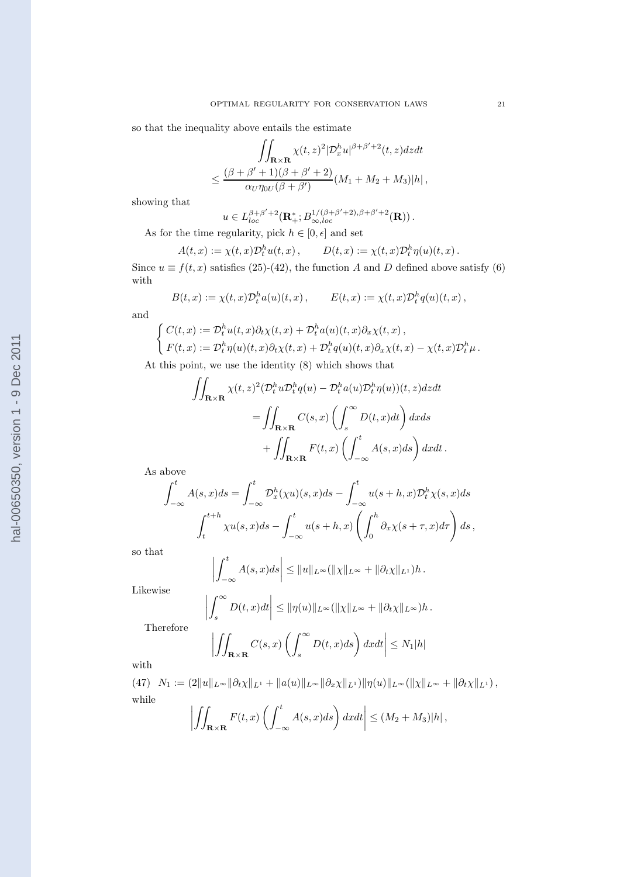so that the inequality above entails the estimate

$$\iint_{\mathbf{R}\times\mathbf{R}} \chi(t,z)^2 |\mathcal{D}_x^h u|^{\beta+\beta'+2}(t,z)dzdt$$
$$\leq \frac{(\beta+\beta'+1)(\beta+\beta'+2)}{\alpha_U \eta_{0U}(\beta+\beta')}(M_1+M_2+M_3)|h|\,,$$

showing that

$$u \in L^{\beta+\beta'+2}_{loc}(\mathbf{R}_+^*; B^{1/(\beta+\beta'+2),\beta+\beta'+2}_{\infty,loc}(\mathbf{R}))\,.$$

As for the time regularity, pick $h \in [0,\epsilon]$ and set

$$A(t,x) := \chi(t,x)\mathcal{D}_t^h u(t,x)\,, \qquad D(t,x) := \chi(t,x)\mathcal{D}_t^h \eta(u)(t,x)\,.$$

Since $u \equiv f(t,x)$ satisfies (25)-(42), the function $A$ and $D$ defined above satisfy (6) with

$$B(t,x) := \chi(t,x)\mathcal{D}_t^h a(u)(t,x)\,, \qquad E(t,x) := \chi(t,x)\mathcal{D}_t^h q(u)(t,x)\,,$$

and

$$\begin{cases} C(t,x) := \mathcal{D}_t^h u(t,x)\partial_t\chi(t,x) + \mathcal{D}_t^h a(u)(t,x)\partial_x\chi(t,x)\,, \\ F(t,x) := \mathcal{D}_t^h \eta(u)(t,x)\partial_t\chi(t,x) + \mathcal{D}_t^h q(u)(t,x)\partial_x\chi(t,x) - \chi(t,x)\mathcal{D}_t^h\mu\,. \end{cases}$$

At this point, we use the identity (8) which shows that

$$\iint_{\mathbf{R}\times\mathbf{R}} \chi(t,z)^2(\mathcal{D}_t^h u \mathcal{D}_t^h q(u) - \mathcal{D}_t^h a(u)\mathcal{D}_t^h\eta(u))(t,z)dzdt$$
$$= \iint_{\mathbf{R}\times\mathbf{R}} C(s,x)\left(\int_s^\infty D(t,x)dt\right)dxds$$
$$+ \iint_{\mathbf{R}\times\mathbf{R}} F(t,x)\left(\int_{-\infty}^t A(s,x)ds\right)dxdt\,.$$

As above

$$\int_{-\infty}^t A(s,x)ds = \int_{-\infty}^t \mathcal{D}_x^h(\chi u)(s,x)ds - \int_{-\infty}^t u(s+h,x)\mathcal{D}_t^h\chi(s,x)ds$$
$$\int_t^{t+h}\chi u(s,x)ds - \int_{-\infty}^t u(s+h,x)\left(\int_0^h \partial_x\chi(s+\tau,x)d\tau\right)ds\,,$$

so that

$$\left|\int_{-\infty}^t A(s,x)ds\right| \leq \|u\|_{L^\infty}(\|\chi\|_{L^\infty} + \|\partial_t\chi\|_{L^1})h\,.$$

Likewise

$$\left|\int_s^\infty D(t,x)dt\right| \leq \|\eta(u)\|_{L^\infty}(\|\chi\|_{L^\infty} + \|\partial_t\chi\|_{L^\infty})h\,.$$

Therefore

$$\left|\iint_{\mathbf{R}\times\mathbf{R}} C(s,x)\left(\int_s^\infty D(t,x)ds\right)dxdt\right| \leq N_1|h|$$

with

$$N_1 := (2\|u\|_{L^\infty}\|\partial_t\chi\|_{L^1} + \|a(u)\|_{L^\infty}\|\partial_x\chi\|_{L^1})\|\eta(u)\|_{L^\infty}(\|\chi\|_{L^\infty} + \|\partial_t\chi\|_{L^1})\,, \tag{47}$$

while

$$\left|\iint_{\mathbf{R}\times\mathbf{R}} F(t,x)\left(\int_{-\infty}^t A(s,x)ds\right)dxdt\right| \leq (M_2+M_3)|h|\,,$$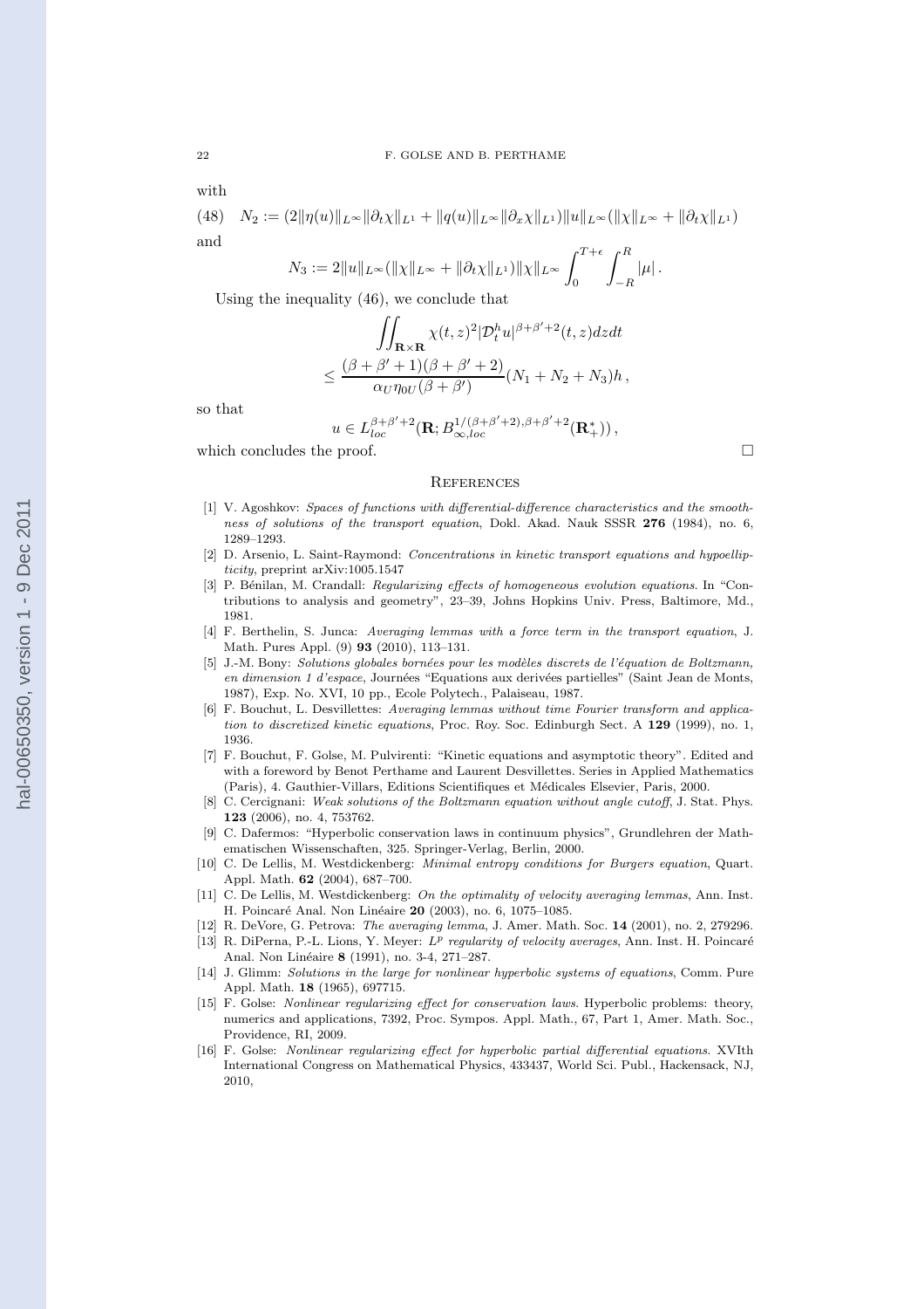with

$$
N_2 := (2\|\eta(u)\|_{L^\infty}\|\partial_t\chi\|_{L^1} + \|q(u)\|_{L^\infty}\|\partial_x\chi\|_{L^1})\|u\|_{L^\infty}(\|\chi\|_{L^\infty} + \|\partial_t\chi\|_{L^1}) \tag{48}
$$

and

$$
N_3 := 2\|u\|_{L^\infty}(\|\chi\|_{L^\infty} + \|\partial_t\chi\|_{L^1})\|\chi\|_{L^\infty}\int_0^{T+\epsilon}\int_{-R}^{R}|\mu|\,.
$$

Using the inequality (46), we conclude that

$$
\iint_{\mathbf{R}\times\mathbf{R}} \chi(t,z)^2|\mathcal{D}_t^h u|^{\beta+\beta'+2}(t,z)dzdt
$$
$$
\leq \frac{(\beta+\beta'+1)(\beta+\beta'+2)}{\alpha_U\eta_{0U}(\beta+\beta')}(N_1+N_2+N_3)h\,,
$$

so that

$$
u \in L^{\beta+\beta'+2}_{loc}(\mathbf{R}; B^{1/(\beta+\beta'+2),\beta+\beta'+2}_{\infty,loc}(\mathbf{R}_+^*))\,,
$$

which concludes the proof. □

## References

[1] V. Agoshkov: *Spaces of functions with differential-difference characteristics and the smoothness of solutions of the transport equation*, Dokl. Akad. Nauk SSSR **276** (1984), no. 6, 1289–1293.

[2] D. Arsenio, L. Saint-Raymond: *Concentrations in kinetic transport equations and hypoellipticity*, preprint arXiv:1005.1547

[3] P. Bénilan, M. Crandall: *Regularizing effects of homogeneous evolution equations*. In "Contributions to analysis and geometry", 23–39, Johns Hopkins Univ. Press, Baltimore, Md., 1981.

[4] F. Berthelin, S. Junca: *Averaging lemmas with a force term in the transport equation*, J. Math. Pures Appl. (9) **93** (2010), 113–131.

[5] J.-M. Bony: *Solutions globales bornées pour les modèles discrets de l'équation de Boltzmann, en dimension 1 d'espace*, Journées "Equations aux derivées partielles" (Saint Jean de Monts, 1987), Exp. No. XVI, 10 pp., Ecole Polytech., Palaiseau, 1987.

[6] F. Bouchut, L. Desvillettes: *Averaging lemmas without time Fourier transform and application to discretized kinetic equations*, Proc. Roy. Soc. Edinburgh Sect. A **129** (1999), no. 1, 1936.

[7] F. Bouchut, F. Golse, M. Pulvirenti: "Kinetic equations and asymptotic theory". Edited and with a foreword by Benot Perthame and Laurent Desvillettes. Series in Applied Mathematics (Paris), 4. Gauthier-Villars, Editions Scientifiques et Médicales Elsevier, Paris, 2000.

[8] C. Cercignani: *Weak solutions of the Boltzmann equation without angle cutoff*, J. Stat. Phys. **123** (2006), no. 4, 753762.

[9] C. Dafermos: "Hyperbolic conservation laws in continuum physics", Grundlehren der Mathematischen Wissenschaften, 325. Springer-Verlag, Berlin, 2000.

[10] C. De Lellis, M. Westdickenberg: *Minimal entropy conditions for Burgers equation*, Quart. Appl. Math. **62** (2004), 687–700.

[11] C. De Lellis, M. Westdickenberg: *On the optimality of velocity averaging lemmas*, Ann. Inst. H. Poincaré Anal. Non Linéaire **20** (2003), no. 6, 1075–1085.

[12] R. DeVore, G. Petrova: *The averaging lemma*, J. Amer. Math. Soc. **14** (2001), no. 2, 279296.

[13] R. DiPerna, P.-L. Lions, Y. Meyer: *$L^p$ regularity of velocity averages*, Ann. Inst. H. Poincaré Anal. Non Linéaire **8** (1991), no. 3-4, 271–287.

[14] J. Glimm: *Solutions in the large for nonlinear hyperbolic systems of equations*, Comm. Pure Appl. Math. **18** (1965), 697715.

[15] F. Golse: *Nonlinear regularizing effect for conservation laws*. Hyperbolic problems: theory, numerics and applications, 7392, Proc. Sympos. Appl. Math., 67, Part 1, Amer. Math. Soc., Providence, RI, 2009.

[16] F. Golse: *Nonlinear regularizing effect for hyperbolic partial differential equations*. XVIth International Congress on Mathematical Physics, 433437, World Sci. Publ., Hackensack, NJ, 2010,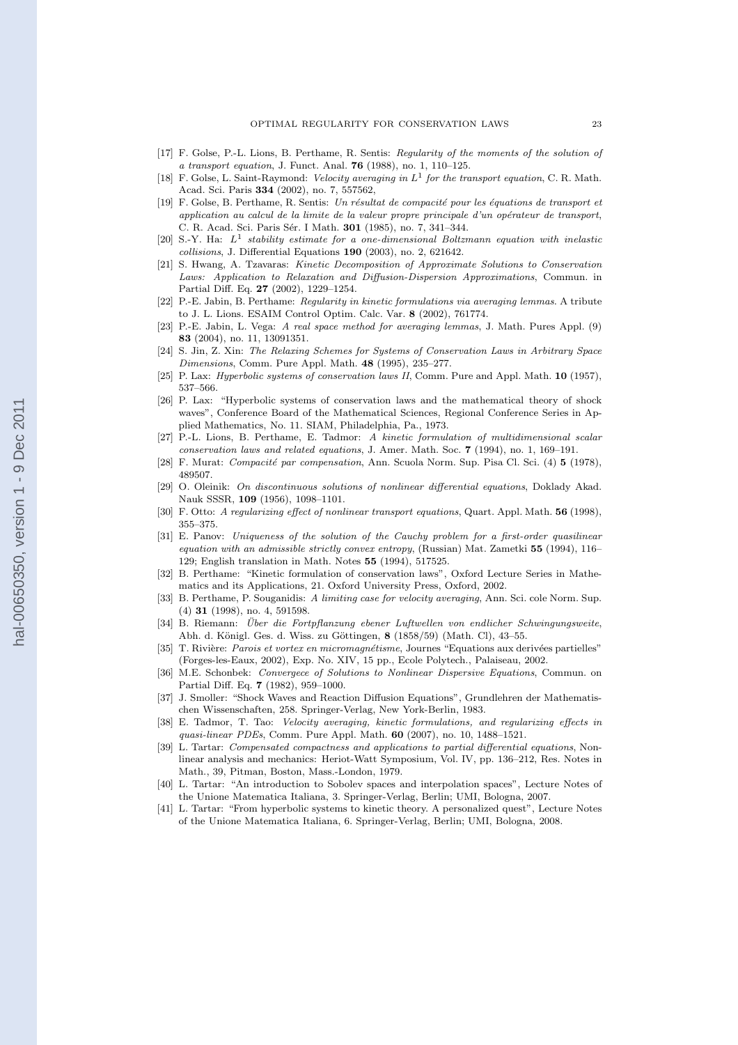[17] F. Golse, P.-L. Lions, B. Perthame, R. Sentis: *Regularity of the moments of the solution of a transport equation*, J. Funct. Anal. **76** (1988), no. 1, 110–125.

[18] F. Golse, L. Saint-Raymond: *Velocity averaging in $L^1$ for the transport equation*, C. R. Math. Acad. Sci. Paris **334** (2002), no. 7, 557562,

[19] F. Golse, B. Perthame, R. Sentis: *Un résultat de compacité pour les équations de transport et application au calcul de la limite de la valeur propre principale d'un opérateur de transport*, C. R. Acad. Sci. Paris Sér. I Math. **301** (1985), no. 7, 341–344.

[20] S.-Y. Ha: *$L^1$ stability estimate for a one-dimensional Boltzmann equation with inelastic collisions*, J. Differential Equations **190** (2003), no. 2, 621642.

[21] S. Hwang, A. Tzavaras: *Kinetic Decomposition of Approximate Solutions to Conservation Laws: Application to Relaxation and Diffusion-Dispersion Approximations*, Commun. in Partial Diff. Eq. **27** (2002), 1229–1254.

[22] P.-E. Jabin, B. Perthame: *Regularity in kinetic formulations via averaging lemmas*. A tribute to J. L. Lions. ESAIM Control Optim. Calc. Var. **8** (2002), 761774.

[23] P.-E. Jabin, L. Vega: *A real space method for averaging lemmas*, J. Math. Pures Appl. (9) **83** (2004), no. 11, 13091351.

[24] S. Jin, Z. Xin: *The Relaxing Schemes for Systems of Conservation Laws in Arbitrary Space Dimensions*, Comm. Pure Appl. Math. **48** (1995), 235–277.

[25] P. Lax: *Hyperbolic systems of conservation laws II*, Comm. Pure and Appl. Math. **10** (1957), 537–566.

[26] P. Lax: "Hyperbolic systems of conservation laws and the mathematical theory of shock waves", Conference Board of the Mathematical Sciences, Regional Conference Series in Applied Mathematics, No. 11. SIAM, Philadelphia, Pa., 1973.

[27] P.-L. Lions, B. Perthame, E. Tadmor: *A kinetic formulation of multidimensional scalar conservation laws and related equations*, J. Amer. Math. Soc. **7** (1994), no. 1, 169–191.

[28] F. Murat: *Compacité par compensation*, Ann. Scuola Norm. Sup. Pisa Cl. Sci. (4) **5** (1978), 489507.

[29] O. Oleinik: *On discontinuous solutions of nonlinear differential equations*, Doklady Akad. Nauk SSSR, **109** (1956), 1098–1101.

[30] F. Otto: *A regularizing effect of nonlinear transport equations*, Quart. Appl. Math. **56** (1998), 355–375.

[31] E. Panov: *Uniqueness of the solution of the Cauchy problem for a first-order quasilinear equation with an admissible strictly convex entropy*, (Russian) Mat. Zametki **55** (1994), 116–129; English translation in Math. Notes **55** (1994), 517525.

[32] B. Perthame: "Kinetic formulation of conservation laws", Oxford Lecture Series in Mathematics and its Applications, 21. Oxford University Press, Oxford, 2002.

[33] B. Perthame, P. Souganidis: *A limiting case for velocity averaging*, Ann. Sci. cole Norm. Sup. (4) **31** (1998), no. 4, 591598.

[34] B. Riemann: *Über die Fortpflanzung ebener Luftwellen von endlicher Schwingungsweite*, Abh. d. Königl. Ges. d. Wiss. zu Göttingen, **8** (1858/59) (Math. Cl), 43–55.

[35] T. Rivière: *Parois et vortex en micromagnétisme*, Journes "Equations aux derivées partielles" (Forges-les-Eaux, 2002), Exp. No. XIV, 15 pp., Ecole Polytech., Palaiseau, 2002.

[36] M.E. Schonbek: *Convergece of Solutions to Nonlinear Dispersive Equations*, Commun. on Partial Diff. Eq. **7** (1982), 959–1000.

[37] J. Smoller: "Shock Waves and Reaction Diffusion Equations", Grundlehren der Mathematischen Wissenschaften, 258. Springer-Verlag, New York-Berlin, 1983.

[38] E. Tadmor, T. Tao: *Velocity averaging, kinetic formulations, and regularizing effects in quasi-linear PDEs*, Comm. Pure Appl. Math. **60** (2007), no. 10, 1488–1521.

[39] L. Tartar: *Compensated compactness and applications to partial differential equations*, Nonlinear analysis and mechanics: Heriot-Watt Symposium, Vol. IV, pp. 136–212, Res. Notes in Math., 39, Pitman, Boston, Mass.-London, 1979.

[40] L. Tartar: "An introduction to Sobolev spaces and interpolation spaces", Lecture Notes of the Unione Matematica Italiana, 3. Springer-Verlag, Berlin; UMI, Bologna, 2007.

[41] L. Tartar: "From hyperbolic systems to kinetic theory. A personalized quest", Lecture Notes of the Unione Matematica Italiana, 6. Springer-Verlag, Berlin; UMI, Bologna, 2008.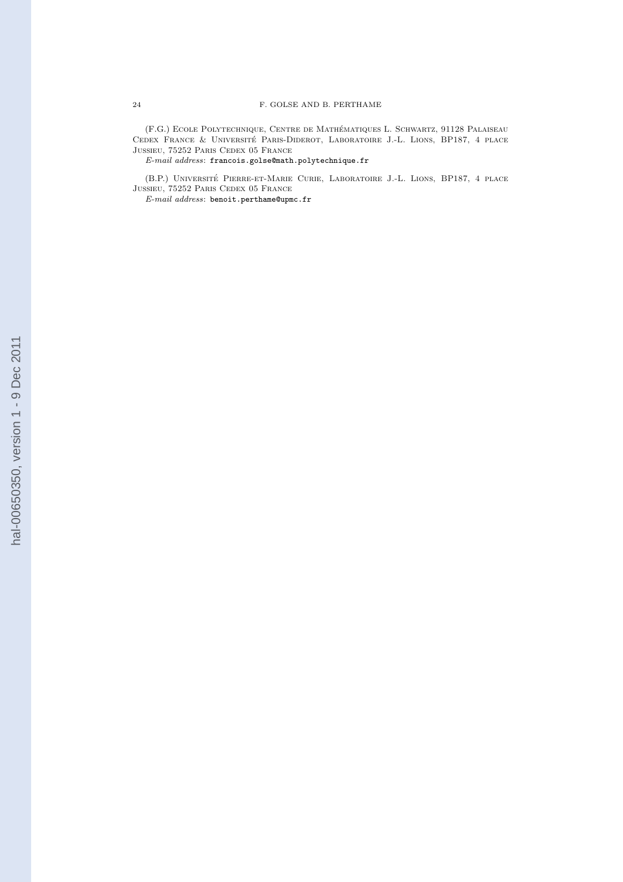(F.G.) Ecole Polytechnique, Centre de Mathématiques L. Schwartz, 91128 Palaiseau Cedex France & Université Paris-Diderot, Laboratoire J.-L. Lions, BP187, 4 place Jussieu, 75252 Paris Cedex 05 France

*E-mail address*: `francois.golse@math.polytechnique.fr`

(B.P.) Université Pierre-et-Marie Curie, Laboratoire J.-L. Lions, BP187, 4 place Jussieu, 75252 Paris Cedex 05 France

*E-mail address*: `benoit.perthame@upmc.fr`